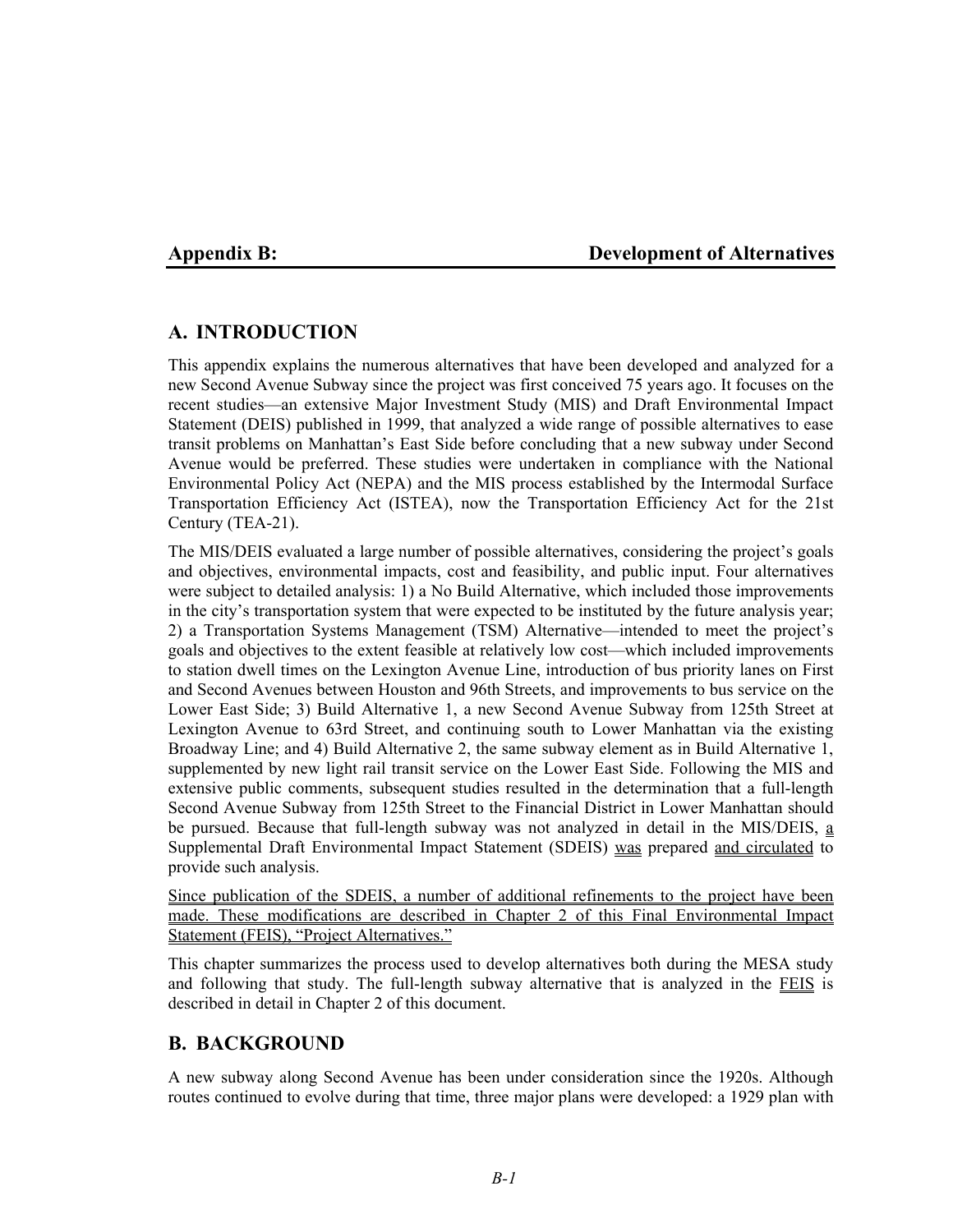# Appendix B: Development of Alternatives

## A. INTRODUCTION

This appendix explains the numerous alternatives that have been developed and analyzed for a new Second Avenue Subway since the project was first conceived 75 years ago. It focuses on the recent studies—an extensive Major Investment Study (MIS) and Draft Environmental Impact Statement (DEIS) published in 1999, that analyzed a wide range of possible alternatives to ease transit problems on Manhattan's East Side before concluding that a new subway under Second Avenue would be preferred. These studies were undertaken in compliance with the National Environmental Policy Act (NEPA) and the MIS process established by the Intermodal Surface Transportation Efficiency Act (ISTEA), now the Transportation Efficiency Act for the 21st Century (TEA-21).

The MIS/DEIS evaluated a large number of possible alternatives, considering the project's goals and objectives, environmental impacts, cost and feasibility, and public input. Four alternatives were subject to detailed analysis: 1) a No Build Alternative, which included those improvements in the city's transportation system that were expected to be instituted by the future analysis year; 2) a Transportation Systems Management (TSM) Alternative—intended to meet the project's goals and objectives to the extent feasible at relatively low cost—which included improvements to station dwell times on the Lexington Avenue Line, introduction of bus priority lanes on First and Second Avenues between Houston and 96th Streets, and improvements to bus service on the Lower East Side; 3) Build Alternative 1, a new Second Avenue Subway from 125th Street at Lexington Avenue to 63rd Street, and continuing south to Lower Manhattan via the existing Broadway Line; and 4) Build Alternative 2, the same subway element as in Build Alternative 1, supplemented by new light rail transit service on the Lower East Side. Following the MIS and extensive public comments, subsequent studies resulted in the determination that a full-length Second Avenue Subway from 125th Street to the Financial District in Lower Manhattan should be pursued. Because that full-length subway was not analyzed in detail in the MIS/DEIS, a Supplemental Draft Environmental Impact Statement (SDEIS) was prepared and circulated to provide such analysis.

Since publication of the SDEIS, a number of additional refinements to the project have been made. These modifications are described in Chapter 2 of this Final Environmental Impact Statement (FEIS), "Project Alternatives."

This chapter summarizes the process used to develop alternatives both during the MESA study and following that study. The full-length subway alternative that is analyzed in the FEIS is described in detail in Chapter 2 of this document.

## B. BACKGROUND

A new subway along Second Avenue has been under consideration since the 1920s. Although routes continued to evolve during that time, three major plans were developed: a 1929 plan with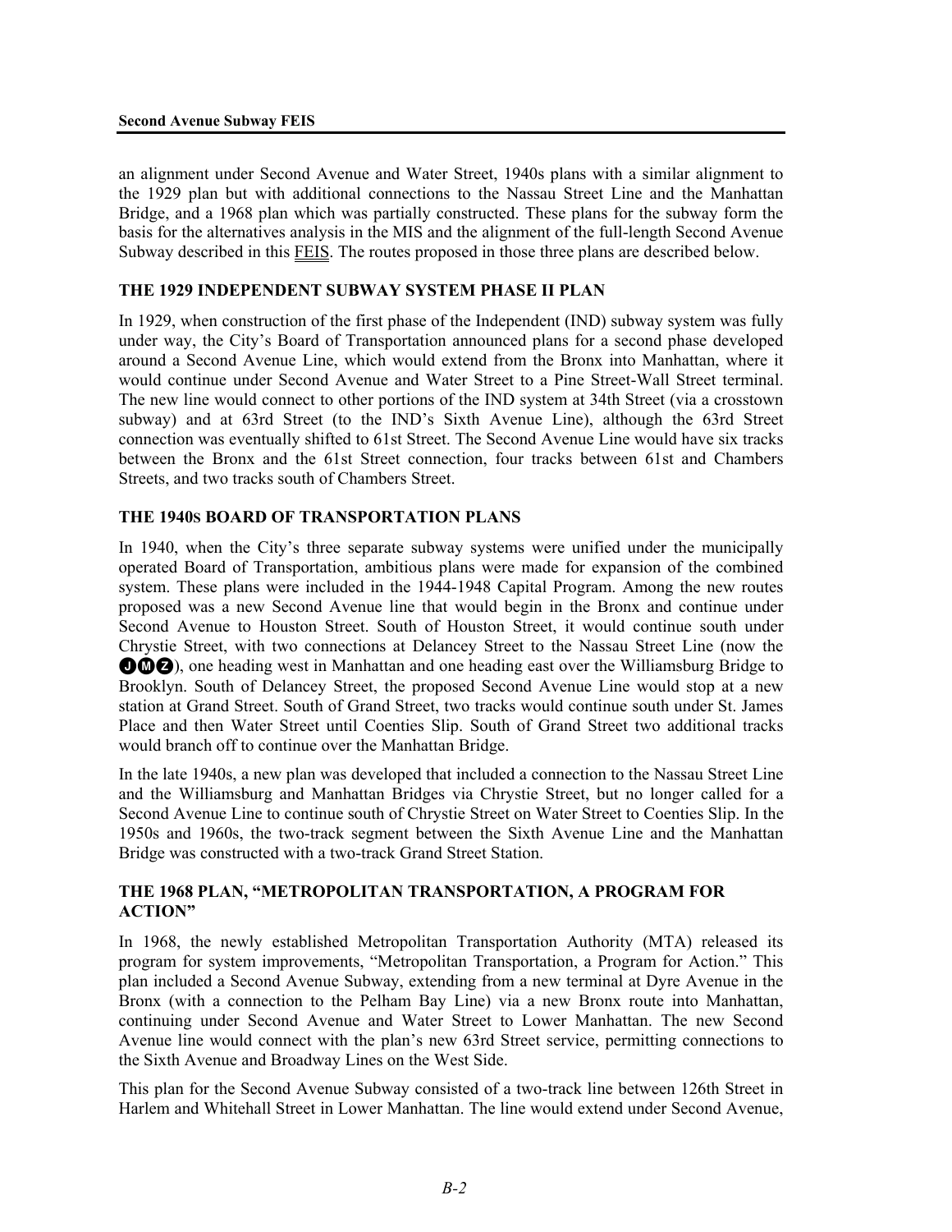an alignment under Second Avenue and Water Street, 1940s plans with a similar alignment to the 1929 plan but with additional connections to the Nassau Street Line and the Manhattan Bridge, and a 1968 plan which was partially constructed. These plans for the subway form the basis for the alternatives analysis in the MIS and the alignment of the full-length Second Avenue Subway described in this FEIS. The routes proposed in those three plans are described below.

### THE 1929 INDEPENDENT SUBWAY SYSTEM PHASE II PLAN

In 1929, when construction of the first phase of the Independent (IND) subway system was fully under way, the City's Board of Transportation announced plans for a second phase developed around a Second Avenue Line, which would extend from the Bronx into Manhattan, where it would continue under Second Avenue and Water Street to a Pine Street-Wall Street terminal. The new line would connect to other portions of the IND system at 34th Street (via a crosstown subway) and at 63rd Street (to the IND's Sixth Avenue Line), although the 63rd Street connection was eventually shifted to 61st Street. The Second Avenue Line would have six tracks between the Bronx and the 61st Street connection, four tracks between 61st and Chambers Streets, and two tracks south of Chambers Street.

### THE 1940S BOARD OF TRANSPORTATION PLANS

In 1940, when the City's three separate subway systems were unified under the municipally operated Board of Transportation, ambitious plans were made for expansion of the combined system. These plans were included in the 1944-1948 Capital Program. Among the new routes proposed was a new Second Avenue line that would begin in the Bronx and continue under Second Avenue to Houston Street. South of Houston Street, it would continue south under Chrystie Street, with two connections at Delancey Street to the Nassau Street Line (now the JMZ), one heading west in Manhattan and one heading east over the Williamsburg Bridge to Brooklyn. South of Delancey Street, the proposed Second Avenue Line would stop at a new station at Grand Street. South of Grand Street, two tracks would continue south under St. James Place and then Water Street until Coenties Slip. South of Grand Street two additional tracks would branch off to continue over the Manhattan Bridge.

In the late 1940s, a new plan was developed that included a connection to the Nassau Street Line and the Williamsburg and Manhattan Bridges via Chrystie Street, but no longer called for a Second Avenue Line to continue south of Chrystie Street on Water Street to Coenties Slip. In the 1950s and 1960s, the two-track segment between the Sixth Avenue Line and the Manhattan Bridge was constructed with a two-track Grand Street Station.

### THE 1968 PLAN, "METROPOLITAN TRANSPORTATION, A PROGRAM FOR ACTION"

In 1968, the newly established Metropolitan Transportation Authority (MTA) released its program for system improvements, "Metropolitan Transportation, a Program for Action." This plan included a Second Avenue Subway, extending from a new terminal at Dyre Avenue in the Bronx (with a connection to the Pelham Bay Line) via a new Bronx route into Manhattan, continuing under Second Avenue and Water Street to Lower Manhattan. The new Second Avenue line would connect with the plan's new 63rd Street service, permitting connections to the Sixth Avenue and Broadway Lines on the West Side.

This plan for the Second Avenue Subway consisted of a two-track line between 126th Street in Harlem and Whitehall Street in Lower Manhattan. The line would extend under Second Avenue,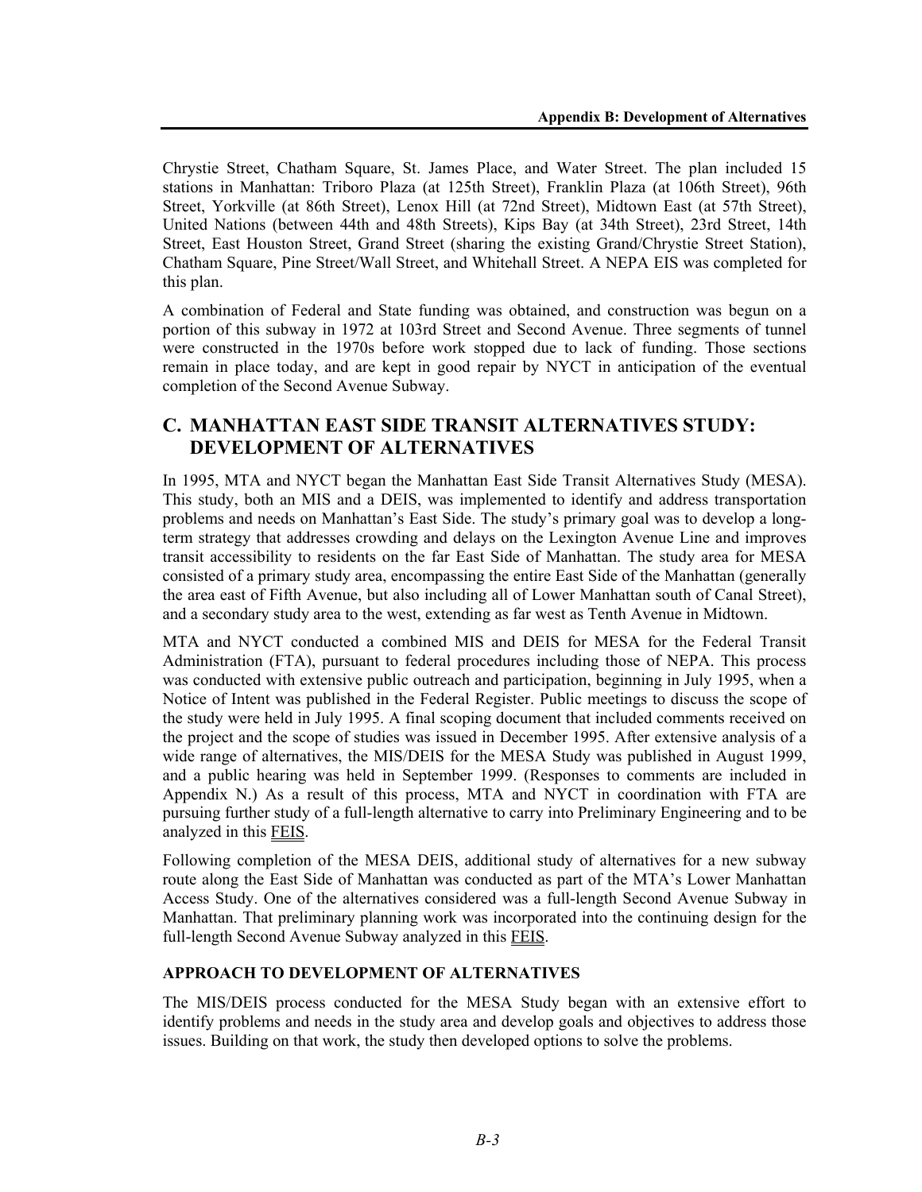Chrystie Street, Chatham Square, St. James Place, and Water Street. The plan included 15 stations in Manhattan: Triboro Plaza (at 125th Street), Franklin Plaza (at 106th Street), 96th Street, Yorkville (at 86th Street), Lenox Hill (at 72nd Street), Midtown East (at 57th Street), United Nations (between 44th and 48th Streets), Kips Bay (at 34th Street), 23rd Street, 14th Street, East Houston Street, Grand Street (sharing the existing Grand/Chrystie Street Station), Chatham Square, Pine Street/Wall Street, and Whitehall Street. A NEPA EIS was completed for this plan.

A combination of Federal and State funding was obtained, and construction was begun on a portion of this subway in 1972 at 103rd Street and Second Avenue. Three segments of tunnel were constructed in the 1970s before work stopped due to lack of funding. Those sections remain in place today, and are kept in good repair by NYCT in anticipation of the eventual completion of the Second Avenue Subway.

## C. MANHATTAN EAST SIDE TRANSIT ALTERNATIVES STUDY: DEVELOPMENT OF ALTERNATIVES

In 1995, MTA and NYCT began the Manhattan East Side Transit Alternatives Study (MESA). This study, both an MIS and a DEIS, was implemented to identify and address transportation problems and needs on Manhattan's East Side. The study's primary goal was to develop a long-term strategy that addresses crowding and delays on the Lexington Avenue Line and improves transit accessibility to residents on the far East Side of Manhattan. The study area for MESA consisted of a primary study area, encompassing the entire East Side of the Manhattan (generally the area east of Fifth Avenue, but also including all of Lower Manhattan south of Canal Street), and a secondary study area to the west, extending as far west as Tenth Avenue in Midtown.

MTA and NYCT conducted a combined MIS and DEIS for MESA for the Federal Transit Administration (FTA), pursuant to federal procedures including those of NEPA. This process was conducted with extensive public outreach and participation, beginning in July 1995, when a Notice of Intent was published in the Federal Register. Public meetings to discuss the scope of the study were held in July 1995. A final scoping document that included comments received on the project and the scope of studies was issued in December 1995. After extensive analysis of a wide range of alternatives, the MIS/DEIS for the MESA Study was published in August 1999, and a public hearing was held in September 1999. (Responses to comments are included in Appendix N.) As a result of this process, MTA and NYCT in coordination with FTA are pursuing further study of a full-length alternative to carry into Preliminary Engineering and to be analyzed in this FEIS.

Following completion of the MESA DEIS, additional study of alternatives for a new subway route along the East Side of Manhattan was conducted as part of the MTA's Lower Manhattan Access Study. One of the alternatives considered was a full-length Second Avenue Subway in Manhattan. That preliminary planning work was incorporated into the continuing design for the full-length Second Avenue Subway analyzed in this FEIS.

### APPROACH TO DEVELOPMENT OF ALTERNATIVES

The MIS/DEIS process conducted for the MESA Study began with an extensive effort to identify problems and needs in the study area and develop goals and objectives to address those issues. Building on that work, the study then developed options to solve the problems.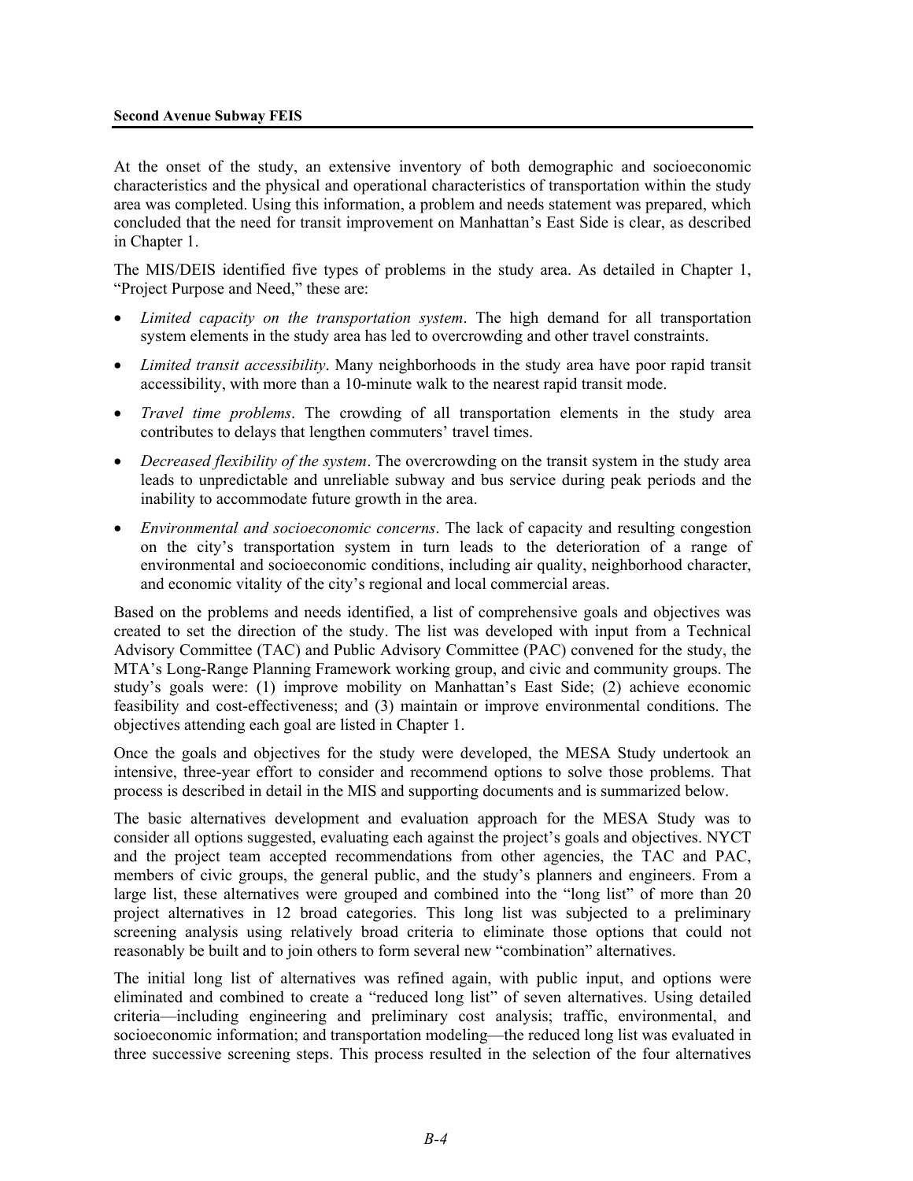At the onset of the study, an extensive inventory of both demographic and socioeconomic characteristics and the physical and operational characteristics of transportation within the study area was completed. Using this information, a problem and needs statement was prepared, which concluded that the need for transit improvement on Manhattan's East Side is clear, as described in Chapter 1.

The MIS/DEIS identified five types of problems in the study area. As detailed in Chapter 1, "Project Purpose and Need," these are:

- *Limited capacity on the transportation system*. The high demand for all transportation system elements in the study area has led to overcrowding and other travel constraints.
- *Limited transit accessibility*. Many neighborhoods in the study area have poor rapid transit accessibility, with more than a 10-minute walk to the nearest rapid transit mode.
- *Travel time problems*. The crowding of all transportation elements in the study area contributes to delays that lengthen commuters' travel times.
- *Decreased flexibility of the system*. The overcrowding on the transit system in the study area leads to unpredictable and unreliable subway and bus service during peak periods and the inability to accommodate future growth in the area.
- *Environmental and socioeconomic concerns*. The lack of capacity and resulting congestion on the city's transportation system in turn leads to the deterioration of a range of environmental and socioeconomic conditions, including air quality, neighborhood character, and economic vitality of the city's regional and local commercial areas.

Based on the problems and needs identified, a list of comprehensive goals and objectives was created to set the direction of the study. The list was developed with input from a Technical Advisory Committee (TAC) and Public Advisory Committee (PAC) convened for the study, the MTA's Long-Range Planning Framework working group, and civic and community groups. The study's goals were: (1) improve mobility on Manhattan's East Side; (2) achieve economic feasibility and cost-effectiveness; and (3) maintain or improve environmental conditions. The objectives attending each goal are listed in Chapter 1.

Once the goals and objectives for the study were developed, the MESA Study undertook an intensive, three-year effort to consider and recommend options to solve those problems. That process is described in detail in the MIS and supporting documents and is summarized below.

The basic alternatives development and evaluation approach for the MESA Study was to consider all options suggested, evaluating each against the project's goals and objectives. NYCT and the project team accepted recommendations from other agencies, the TAC and PAC, members of civic groups, the general public, and the study's planners and engineers. From a large list, these alternatives were grouped and combined into the "long list" of more than 20 project alternatives in 12 broad categories. This long list was subjected to a preliminary screening analysis using relatively broad criteria to eliminate those options that could not reasonably be built and to join others to form several new "combination" alternatives.

The initial long list of alternatives was refined again, with public input, and options were eliminated and combined to create a "reduced long list" of seven alternatives. Using detailed criteria—including engineering and preliminary cost analysis; traffic, environmental, and socioeconomic information; and transportation modeling—the reduced long list was evaluated in three successive screening steps. This process resulted in the selection of the four alternatives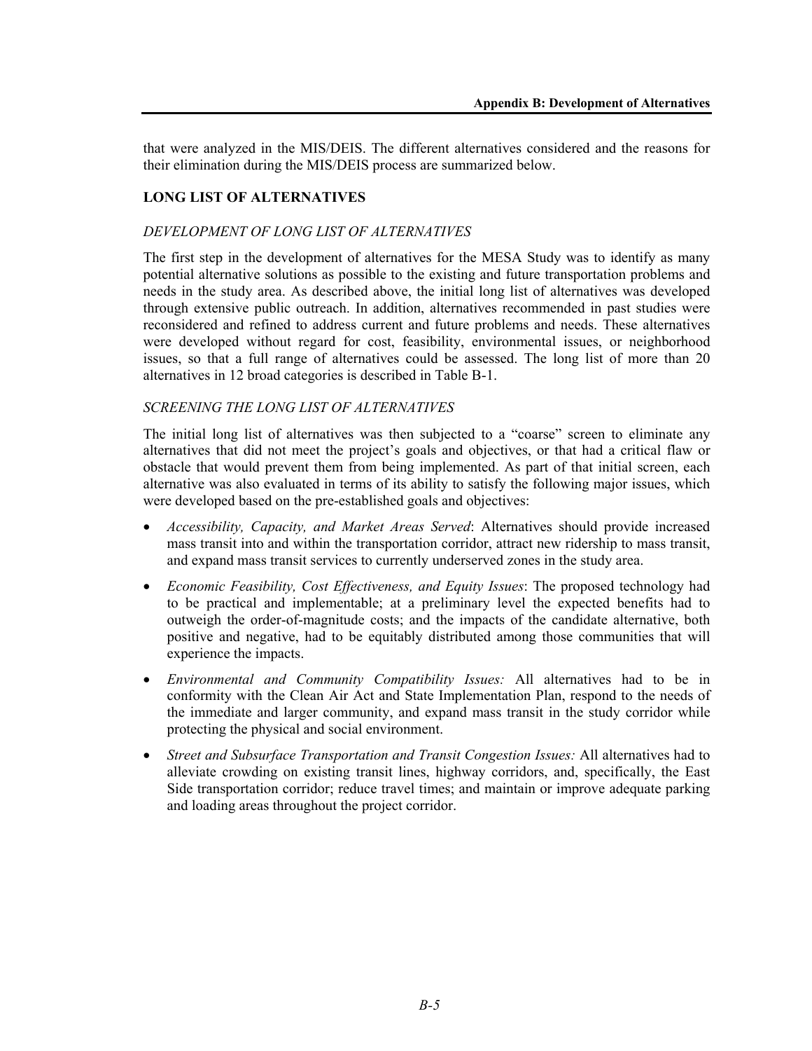that were analyzed in the MIS/DEIS. The different alternatives considered and the reasons for their elimination during the MIS/DEIS process are summarized below.

## LONG LIST OF ALTERNATIVES

### *DEVELOPMENT OF LONG LIST OF ALTERNATIVES*

The first step in the development of alternatives for the MESA Study was to identify as many potential alternative solutions as possible to the existing and future transportation problems and needs in the study area. As described above, the initial long list of alternatives was developed through extensive public outreach. In addition, alternatives recommended in past studies were reconsidered and refined to address current and future problems and needs. These alternatives were developed without regard for cost, feasibility, environmental issues, or neighborhood issues, so that a full range of alternatives could be assessed. The long list of more than 20 alternatives in 12 broad categories is described in Table B-1.

### *SCREENING THE LONG LIST OF ALTERNATIVES*

The initial long list of alternatives was then subjected to a "coarse" screen to eliminate any alternatives that did not meet the project's goals and objectives, or that had a critical flaw or obstacle that would prevent them from being implemented. As part of that initial screen, each alternative was also evaluated in terms of its ability to satisfy the following major issues, which were developed based on the pre-established goals and objectives:

- *Accessibility, Capacity, and Market Areas Served*: Alternatives should provide increased mass transit into and within the transportation corridor, attract new ridership to mass transit, and expand mass transit services to currently underserved zones in the study area.
- *Economic Feasibility, Cost Effectiveness, and Equity Issues*: The proposed technology had to be practical and implementable; at a preliminary level the expected benefits had to outweigh the order-of-magnitude costs; and the impacts of the candidate alternative, both positive and negative, had to be equitably distributed among those communities that will experience the impacts.
- *Environmental and Community Compatibility Issues:* All alternatives had to be in conformity with the Clean Air Act and State Implementation Plan, respond to the needs of the immediate and larger community, and expand mass transit in the study corridor while protecting the physical and social environment.
- *Street and Subsurface Transportation and Transit Congestion Issues:* All alternatives had to alleviate crowding on existing transit lines, highway corridors, and, specifically, the East Side transportation corridor; reduce travel times; and maintain or improve adequate parking and loading areas throughout the project corridor.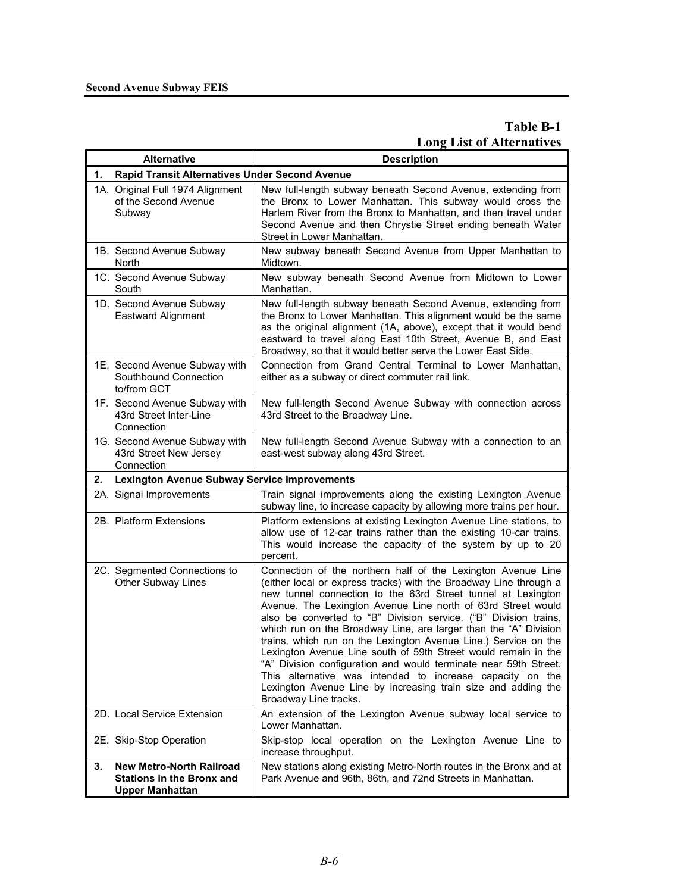**Table B-1**
**Long List of Alternatives**

| Alternative | Description |
| --- | --- |
| **1. Rapid Transit Alternatives Under Second Avenue** | |
| 1A. Original Full 1974 Alignment of the Second Avenue Subway | New full-length subway beneath Second Avenue, extending from the Bronx to Lower Manhattan. This subway would cross the Harlem River from the Bronx to Manhattan, and then travel under Second Avenue and then Chrystie Street ending beneath Water Street in Lower Manhattan. |
| 1B. Second Avenue Subway North | New subway beneath Second Avenue from Upper Manhattan to Midtown. |
| 1C. Second Avenue Subway South | New subway beneath Second Avenue from Midtown to Lower Manhattan. |
| 1D. Second Avenue Subway Eastward Alignment | New full-length subway beneath Second Avenue, extending from the Bronx to Lower Manhattan. This alignment would be the same as the original alignment (1A, above), except that it would bend eastward to travel along East 10th Street, Avenue B, and East Broadway, so that it would better serve the Lower East Side. |
| 1E. Second Avenue Subway with Southbound Connection to/from GCT | Connection from Grand Central Terminal to Lower Manhattan, either as a subway or direct commuter rail link. |
| 1F. Second Avenue Subway with 43rd Street Inter-Line Connection | New full-length Second Avenue Subway with connection across 43rd Street to the Broadway Line. |
| 1G. Second Avenue Subway with 43rd Street New Jersey Connection | New full-length Second Avenue Subway with a connection to an east-west subway along 43rd Street. |
| **2. Lexington Avenue Subway Service Improvements** | |
| 2A. Signal Improvements | Train signal improvements along the existing Lexington Avenue subway line, to increase capacity by allowing more trains per hour. |
| 2B. Platform Extensions | Platform extensions at existing Lexington Avenue Line stations, to allow use of 12-car trains rather than the existing 10-car trains. This would increase the capacity of the system by up to 20 percent. |
| 2C. Segmented Connections to Other Subway Lines | Connection of the northern half of the Lexington Avenue Line (either local or express tracks) with the Broadway Line through a new tunnel connection to the 63rd Street tunnel at Lexington Avenue. The Lexington Avenue Line north of 63rd Street would also be converted to "B" Division service. ("B" Division trains, which run on the Broadway Line, are larger than the "A" Division trains, which run on the Lexington Avenue Line.) Service on the Lexington Avenue Line south of 59th Street would remain in the "A" Division configuration and would terminate near 59th Street. This alternative was intended to increase capacity on the Lexington Avenue Line by increasing train size and adding the Broadway Line tracks. |
| 2D. Local Service Extension | An extension of the Lexington Avenue subway local service to Lower Manhattan. |
| 2E. Skip-Stop Operation | Skip-stop local operation on the Lexington Avenue Line to increase throughput. |
| **3. New Metro-North Railroad Stations in the Bronx and Upper Manhattan** | New stations along existing Metro-North routes in the Bronx and at Park Avenue and 96th, 86th, and 72nd Streets in Manhattan. |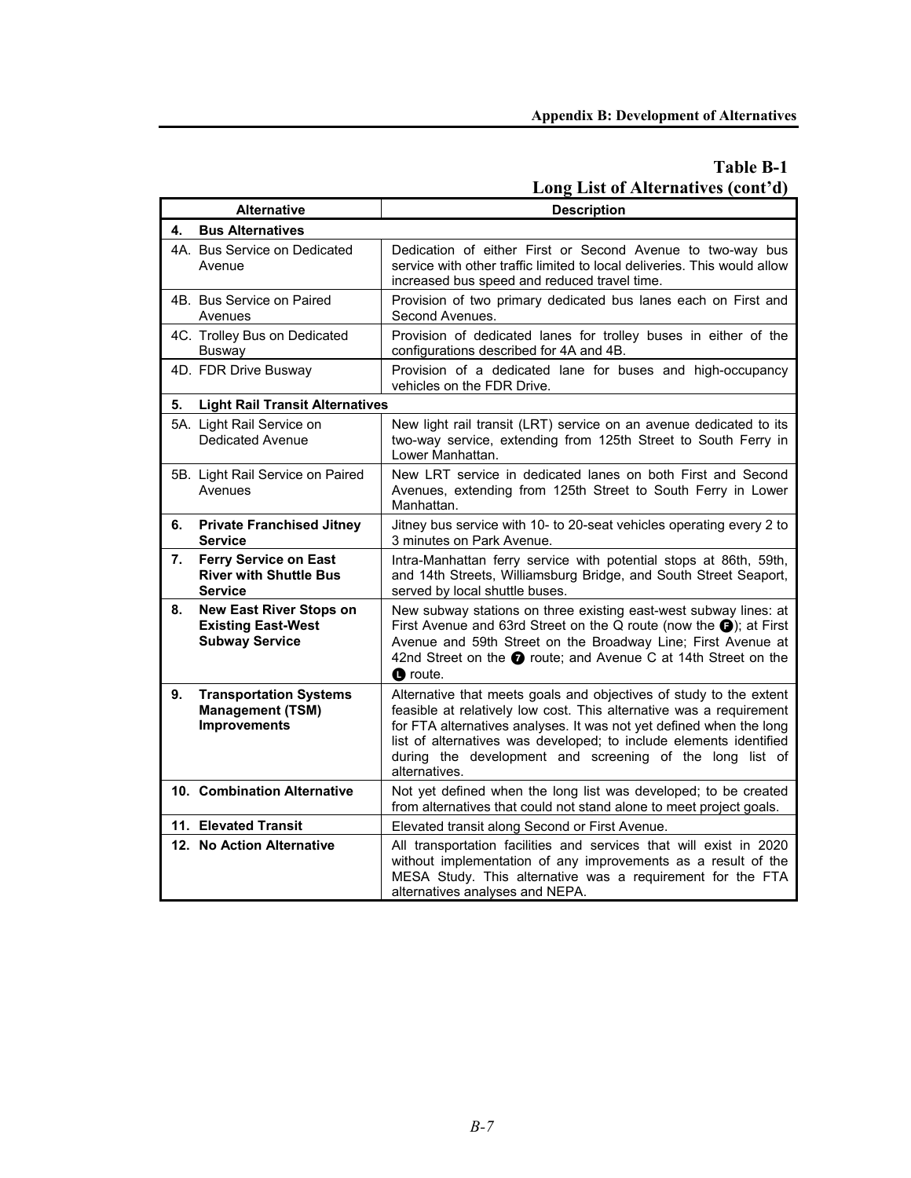## Table B-1
## Long List of Alternatives (cont'd)

| Alternative | Description |
|---|---|
| **4. Bus Alternatives** | |
| 4A. Bus Service on Dedicated Avenue | Dedication of either First or Second Avenue to two-way bus service with other traffic limited to local deliveries. This would allow increased bus speed and reduced travel time. |
| 4B. Bus Service on Paired Avenues | Provision of two primary dedicated bus lanes each on First and Second Avenues. |
| 4C. Trolley Bus on Dedicated Busway | Provision of dedicated lanes for trolley buses in either of the configurations described for 4A and 4B. |
| 4D. FDR Drive Busway | Provision of a dedicated lane for buses and high-occupancy vehicles on the FDR Drive. |
| **5. Light Rail Transit Alternatives** | |
| 5A. Light Rail Service on Dedicated Avenue | New light rail transit (LRT) service on an avenue dedicated to its two-way service, extending from 125th Street to South Ferry in Lower Manhattan. |
| 5B. Light Rail Service on Paired Avenues | New LRT service in dedicated lanes on both First and Second Avenues, extending from 125th Street to South Ferry in Lower Manhattan. |
| **6. Private Franchised Jitney Service** | Jitney bus service with 10- to 20-seat vehicles operating every 2 to 3 minutes on Park Avenue. |
| **7. Ferry Service on East River with Shuttle Bus Service** | Intra-Manhattan ferry service with potential stops at 86th, 59th, and 14th Streets, Williamsburg Bridge, and South Street Seaport, served by local shuttle buses. |
| **8. New East River Stops on Existing East-West Subway Service** | New subway stations on three existing east-west subway lines: at First Avenue and 63rd Street on the Q route (now the F); at First Avenue and 59th Street on the Broadway Line; First Avenue at 42nd Street on the 7 route; and Avenue C at 14th Street on the L route. |
| **9. Transportation Systems Management (TSM) Improvements** | Alternative that meets goals and objectives of study to the extent feasible at relatively low cost. This alternative was a requirement for FTA alternatives analyses. It was not yet defined when the long list of alternatives was developed; to include elements identified during the development and screening of the long list of alternatives. |
| **10. Combination Alternative** | Not yet defined when the long list was developed; to be created from alternatives that could not stand alone to meet project goals. |
| **11. Elevated Transit** | Elevated transit along Second or First Avenue. |
| **12. No Action Alternative** | All transportation facilities and services that will exist in 2020 without implementation of any improvements as a result of the MESA Study. This alternative was a requirement for the FTA alternatives analyses and NEPA. |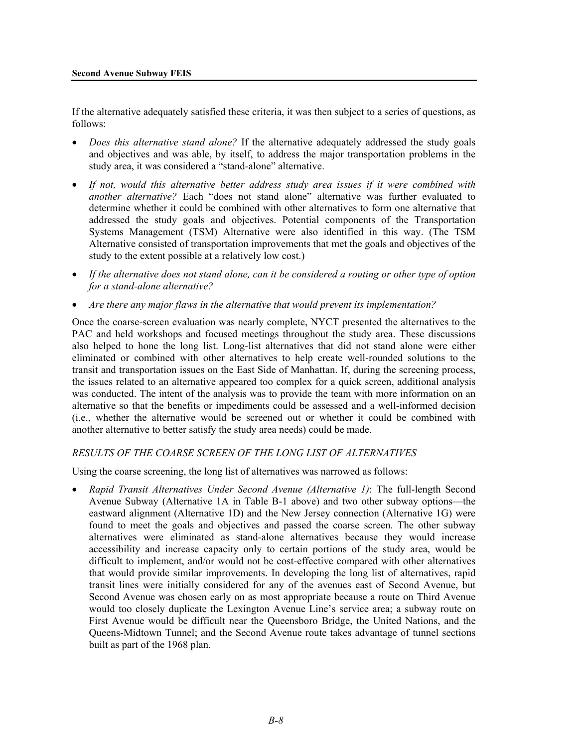If the alternative adequately satisfied these criteria, it was then subject to a series of questions, as follows:

- *Does this alternative stand alone?* If the alternative adequately addressed the study goals and objectives and was able, by itself, to address the major transportation problems in the study area, it was considered a "stand-alone" alternative.
- *If not, would this alternative better address study area issues if it were combined with another alternative?* Each "does not stand alone" alternative was further evaluated to determine whether it could be combined with other alternatives to form one alternative that addressed the study goals and objectives. Potential components of the Transportation Systems Management (TSM) Alternative were also identified in this way. (The TSM Alternative consisted of transportation improvements that met the goals and objectives of the study to the extent possible at a relatively low cost.)
- *If the alternative does not stand alone, can it be considered a routing or other type of option for a stand-alone alternative?*
- *Are there any major flaws in the alternative that would prevent its implementation?*

Once the coarse-screen evaluation was nearly complete, NYCT presented the alternatives to the PAC and held workshops and focused meetings throughout the study area. These discussions also helped to hone the long list. Long-list alternatives that did not stand alone were either eliminated or combined with other alternatives to help create well-rounded solutions to the transit and transportation issues on the East Side of Manhattan. If, during the screening process, the issues related to an alternative appeared too complex for a quick screen, additional analysis was conducted. The intent of the analysis was to provide the team with more information on an alternative so that the benefits or impediments could be assessed and a well-informed decision (i.e., whether the alternative would be screened out or whether it could be combined with another alternative to better satisfy the study area needs) could be made.

*RESULTS OF THE COARSE SCREEN OF THE LONG LIST OF ALTERNATIVES*

Using the coarse screening, the long list of alternatives was narrowed as follows:

- *Rapid Transit Alternatives Under Second Avenue (Alternative 1)*: The full-length Second Avenue Subway (Alternative 1A in Table B-1 above) and two other subway options—the eastward alignment (Alternative 1D) and the New Jersey connection (Alternative 1G) were found to meet the goals and objectives and passed the coarse screen. The other subway alternatives were eliminated as stand-alone alternatives because they would increase accessibility and increase capacity only to certain portions of the study area, would be difficult to implement, and/or would not be cost-effective compared with other alternatives that would provide similar improvements. In developing the long list of alternatives, rapid transit lines were initially considered for any of the avenues east of Second Avenue, but Second Avenue was chosen early on as most appropriate because a route on Third Avenue would too closely duplicate the Lexington Avenue Line's service area; a subway route on First Avenue would be difficult near the Queensboro Bridge, the United Nations, and the Queens-Midtown Tunnel; and the Second Avenue route takes advantage of tunnel sections built as part of the 1968 plan.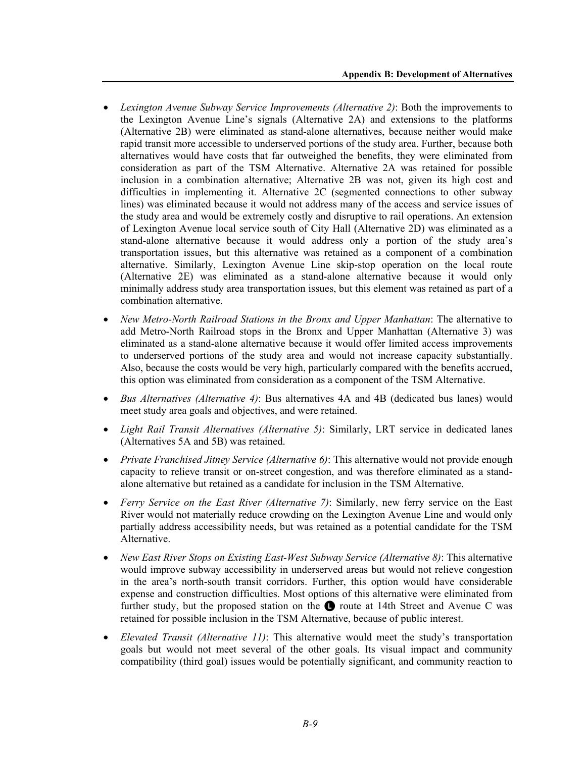- *Lexington Avenue Subway Service Improvements (Alternative 2)*: Both the improvements to the Lexington Avenue Line's signals (Alternative 2A) and extensions to the platforms (Alternative 2B) were eliminated as stand-alone alternatives, because neither would make rapid transit more accessible to underserved portions of the study area. Further, because both alternatives would have costs that far outweighed the benefits, they were eliminated from consideration as part of the TSM Alternative. Alternative 2A was retained for possible inclusion in a combination alternative; Alternative 2B was not, given its high cost and difficulties in implementing it. Alternative 2C (segmented connections to other subway lines) was eliminated because it would not address many of the access and service issues of the study area and would be extremely costly and disruptive to rail operations. An extension of Lexington Avenue local service south of City Hall (Alternative 2D) was eliminated as a stand-alone alternative because it would address only a portion of the study area's transportation issues, but this alternative was retained as a component of a combination alternative. Similarly, Lexington Avenue Line skip-stop operation on the local route (Alternative 2E) was eliminated as a stand-alone alternative because it would only minimally address study area transportation issues, but this element was retained as part of a combination alternative.

- *New Metro-North Railroad Stations in the Bronx and Upper Manhattan*: The alternative to add Metro-North Railroad stops in the Bronx and Upper Manhattan (Alternative 3) was eliminated as a stand-alone alternative because it would offer limited access improvements to underserved portions of the study area and would not increase capacity substantially. Also, because the costs would be very high, particularly compared with the benefits accrued, this option was eliminated from consideration as a component of the TSM Alternative.

- *Bus Alternatives (Alternative 4)*: Bus alternatives 4A and 4B (dedicated bus lanes) would meet study area goals and objectives, and were retained.

- *Light Rail Transit Alternatives (Alternative 5)*: Similarly, LRT service in dedicated lanes (Alternatives 5A and 5B) was retained.

- *Private Franchised Jitney Service (Alternative 6)*: This alternative would not provide enough capacity to relieve transit or on-street congestion, and was therefore eliminated as a stand-alone alternative but retained as a candidate for inclusion in the TSM Alternative.

- *Ferry Service on the East River (Alternative 7)*: Similarly, new ferry service on the East River would not materially reduce crowding on the Lexington Avenue Line and would only partially address accessibility needs, but was retained as a potential candidate for the TSM Alternative.

- *New East River Stops on Existing East-West Subway Service (Alternative 8)*: This alternative would improve subway accessibility in underserved areas but would not relieve congestion in the area's north-south transit corridors. Further, this option would have considerable expense and construction difficulties. Most options of this alternative were eliminated from further study, but the proposed station on the L route at 14th Street and Avenue C was retained for possible inclusion in the TSM Alternative, because of public interest.

- *Elevated Transit (Alternative 11)*: This alternative would meet the study's transportation goals but would not meet several of the other goals. Its visual impact and community compatibility (third goal) issues would be potentially significant, and community reaction to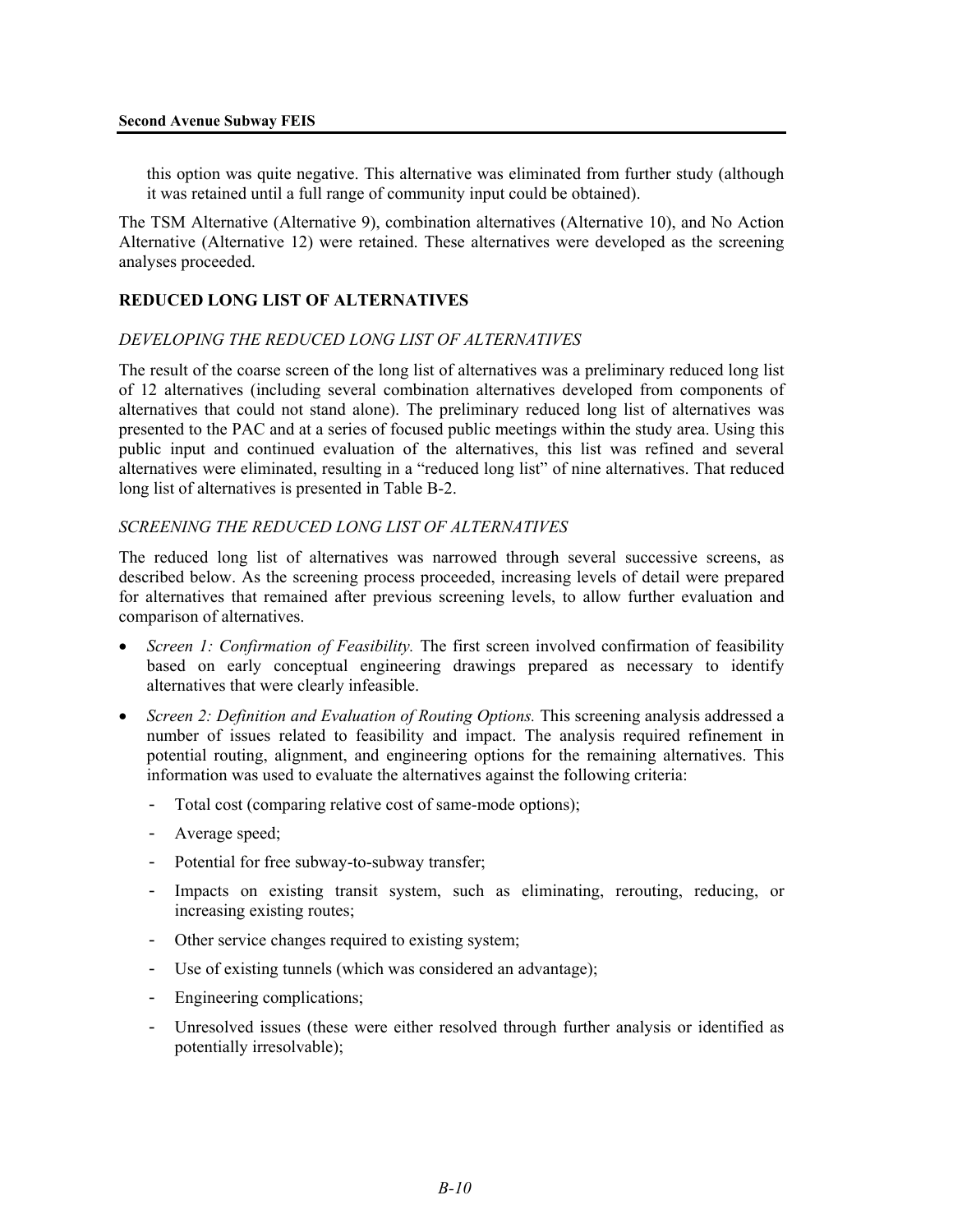this option was quite negative. This alternative was eliminated from further study (although it was retained until a full range of community input could be obtained).

The TSM Alternative (Alternative 9), combination alternatives (Alternative 10), and No Action Alternative (Alternative 12) were retained. These alternatives were developed as the screening analyses proceeded.

## REDUCED LONG LIST OF ALTERNATIVES

### *DEVELOPING THE REDUCED LONG LIST OF ALTERNATIVES*

The result of the coarse screen of the long list of alternatives was a preliminary reduced long list of 12 alternatives (including several combination alternatives developed from components of alternatives that could not stand alone). The preliminary reduced long list of alternatives was presented to the PAC and at a series of focused public meetings within the study area. Using this public input and continued evaluation of the alternatives, this list was refined and several alternatives were eliminated, resulting in a "reduced long list" of nine alternatives. That reduced long list of alternatives is presented in Table B-2.

### *SCREENING THE REDUCED LONG LIST OF ALTERNATIVES*

The reduced long list of alternatives was narrowed through several successive screens, as described below. As the screening process proceeded, increasing levels of detail were prepared for alternatives that remained after previous screening levels, to allow further evaluation and comparison of alternatives.

- *Screen 1: Confirmation of Feasibility.* The first screen involved confirmation of feasibility based on early conceptual engineering drawings prepared as necessary to identify alternatives that were clearly infeasible.
- *Screen 2: Definition and Evaluation of Routing Options.* This screening analysis addressed a number of issues related to feasibility and impact. The analysis required refinement in potential routing, alignment, and engineering options for the remaining alternatives. This information was used to evaluate the alternatives against the following criteria:
  - Total cost (comparing relative cost of same-mode options);
  - Average speed;
  - Potential for free subway-to-subway transfer;
  - Impacts on existing transit system, such as eliminating, rerouting, reducing, or increasing existing routes;
  - Other service changes required to existing system;
  - Use of existing tunnels (which was considered an advantage);
  - Engineering complications;
  - Unresolved issues (these were either resolved through further analysis or identified as potentially irresolvable);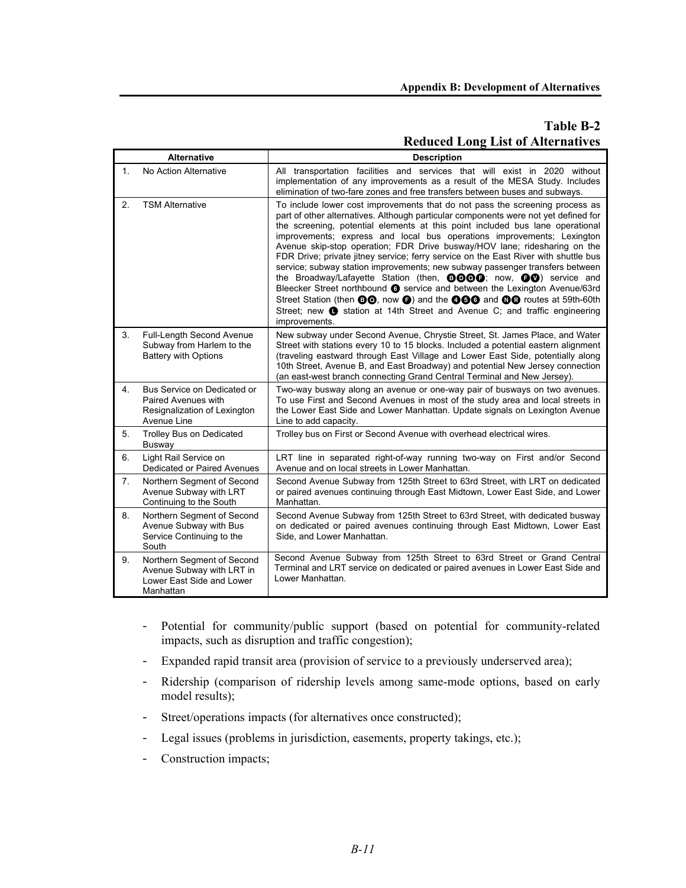**Table B-2**
**Reduced Long List of Alternatives**

| | Alternative | Description |
|---|---|---|
| 1. | No Action Alternative | All transportation facilities and services that will exist in 2020 without implementation of any improvements as a result of the MESA Study. Includes elimination of two-fare zones and free transfers between buses and subways. |
| 2. | TSM Alternative | To include lower cost improvements that do not pass the screening process as part of other alternatives. Although particular components were not yet defined for the screening, potential elements at this point included bus lane operational improvements; express and local bus operations improvements; Lexington Avenue skip-stop operation; FDR Drive busway/HOV lane; ridesharing on the FDR Drive; private jitney service; ferry service on the East River with shuttle bus service; subway station improvements; new subway passenger transfers between the Broadway/Lafayette Station (then, B D Q F; now, F V) service and Bleecker Street northbound 6 service and between the Lexington Avenue/63rd Street Station (then B Q, now F) and the 4 5 6 and N R routes at 59th-60th Street; new L station at 14th Street and Avenue C; and traffic engineering improvements. |
| 3. | Full-Length Second Avenue Subway from Harlem to the Battery with Options | New subway under Second Avenue, Chrystie Street, St. James Place, and Water Street with stations every 10 to 15 blocks. Included a potential eastern alignment (traveling eastward through East Village and Lower East Side, potentially along 10th Street, Avenue B, and East Broadway) and potential New Jersey connection (an east-west branch connecting Grand Central Terminal and New Jersey). |
| 4. | Bus Service on Dedicated or Paired Avenues with Resignalization of Lexington Avenue Line | Two-way busway along an avenue or one-way pair of busways on two avenues. To use First and Second Avenues in most of the study area and local streets in the Lower East Side and Lower Manhattan. Update signals on Lexington Avenue Line to add capacity. |
| 5. | Trolley Bus on Dedicated Busway | Trolley bus on First or Second Avenue with overhead electrical wires. |
| 6. | Light Rail Service on Dedicated or Paired Avenues | LRT line in separated right-of-way running two-way on First and/or Second Avenue and on local streets in Lower Manhattan. |
| 7. | Northern Segment of Second Avenue Subway with LRT Continuing to the South | Second Avenue Subway from 125th Street to 63rd Street, with LRT on dedicated or paired avenues continuing through East Midtown, Lower East Side, and Lower Manhattan. |
| 8. | Northern Segment of Second Avenue Subway with Bus Service Continuing to the South | Second Avenue Subway from 125th Street to 63rd Street, with dedicated busway on dedicated or paired avenues continuing through East Midtown, Lower East Side, and Lower Manhattan. |
| 9. | Northern Segment of Second Avenue Subway with LRT in Lower East Side and Lower Manhattan | Second Avenue Subway from 125th Street to 63rd Street or Grand Central Terminal and LRT service on dedicated or paired avenues in Lower East Side and Lower Manhattan. |

- Potential for community/public support (based on potential for community-related impacts, such as disruption and traffic congestion);
- Expanded rapid transit area (provision of service to a previously underserved area);
- Ridership (comparison of ridership levels among same-mode options, based on early model results);
- Street/operations impacts (for alternatives once constructed);
- Legal issues (problems in jurisdiction, easements, property takings, etc.);
- Construction impacts;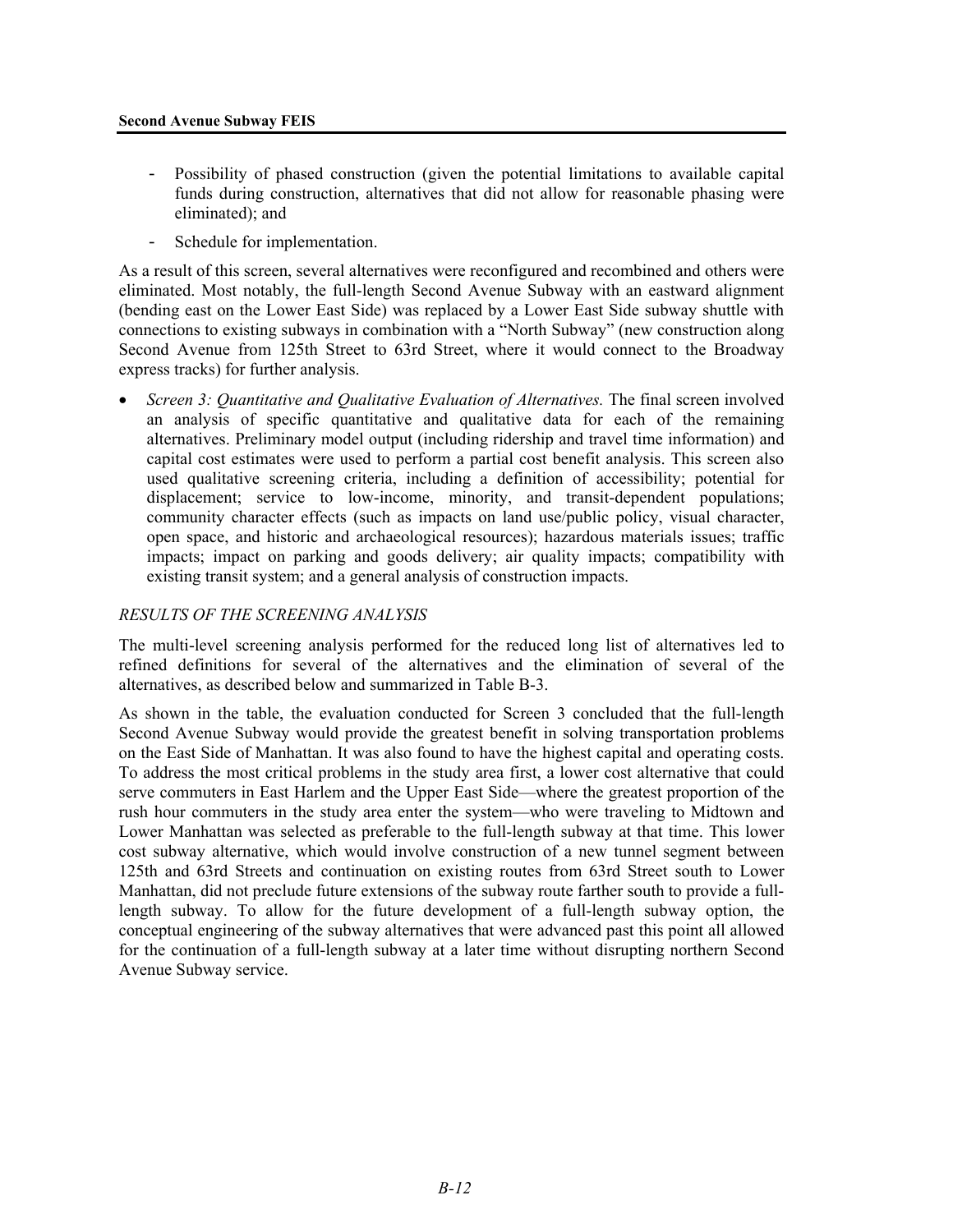- Possibility of phased construction (given the potential limitations to available capital funds during construction, alternatives that did not allow for reasonable phasing were eliminated); and
- Schedule for implementation.

As a result of this screen, several alternatives were reconfigured and recombined and others were eliminated. Most notably, the full-length Second Avenue Subway with an eastward alignment (bending east on the Lower East Side) was replaced by a Lower East Side subway shuttle with connections to existing subways in combination with a "North Subway" (new construction along Second Avenue from 125th Street to 63rd Street, where it would connect to the Broadway express tracks) for further analysis.

- *Screen 3: Quantitative and Qualitative Evaluation of Alternatives.* The final screen involved an analysis of specific quantitative and qualitative data for each of the remaining alternatives. Preliminary model output (including ridership and travel time information) and capital cost estimates were used to perform a partial cost benefit analysis. This screen also used qualitative screening criteria, including a definition of accessibility; potential for displacement; service to low-income, minority, and transit-dependent populations; community character effects (such as impacts on land use/public policy, visual character, open space, and historic and archaeological resources); hazardous materials issues; traffic impacts; impact on parking and goods delivery; air quality impacts; compatibility with existing transit system; and a general analysis of construction impacts.

*RESULTS OF THE SCREENING ANALYSIS*

The multi-level screening analysis performed for the reduced long list of alternatives led to refined definitions for several of the alternatives and the elimination of several of the alternatives, as described below and summarized in Table B-3.

As shown in the table, the evaluation conducted for Screen 3 concluded that the full-length Second Avenue Subway would provide the greatest benefit in solving transportation problems on the East Side of Manhattan. It was also found to have the highest capital and operating costs. To address the most critical problems in the study area first, a lower cost alternative that could serve commuters in East Harlem and the Upper East Side—where the greatest proportion of the rush hour commuters in the study area enter the system—who were traveling to Midtown and Lower Manhattan was selected as preferable to the full-length subway at that time. This lower cost subway alternative, which would involve construction of a new tunnel segment between 125th and 63rd Streets and continuation on existing routes from 63rd Street south to Lower Manhattan, did not preclude future extensions of the subway route farther south to provide a full-length subway. To allow for the future development of a full-length subway option, the conceptual engineering of the subway alternatives that were advanced past this point all allowed for the continuation of a full-length subway at a later time without disrupting northern Second Avenue Subway service.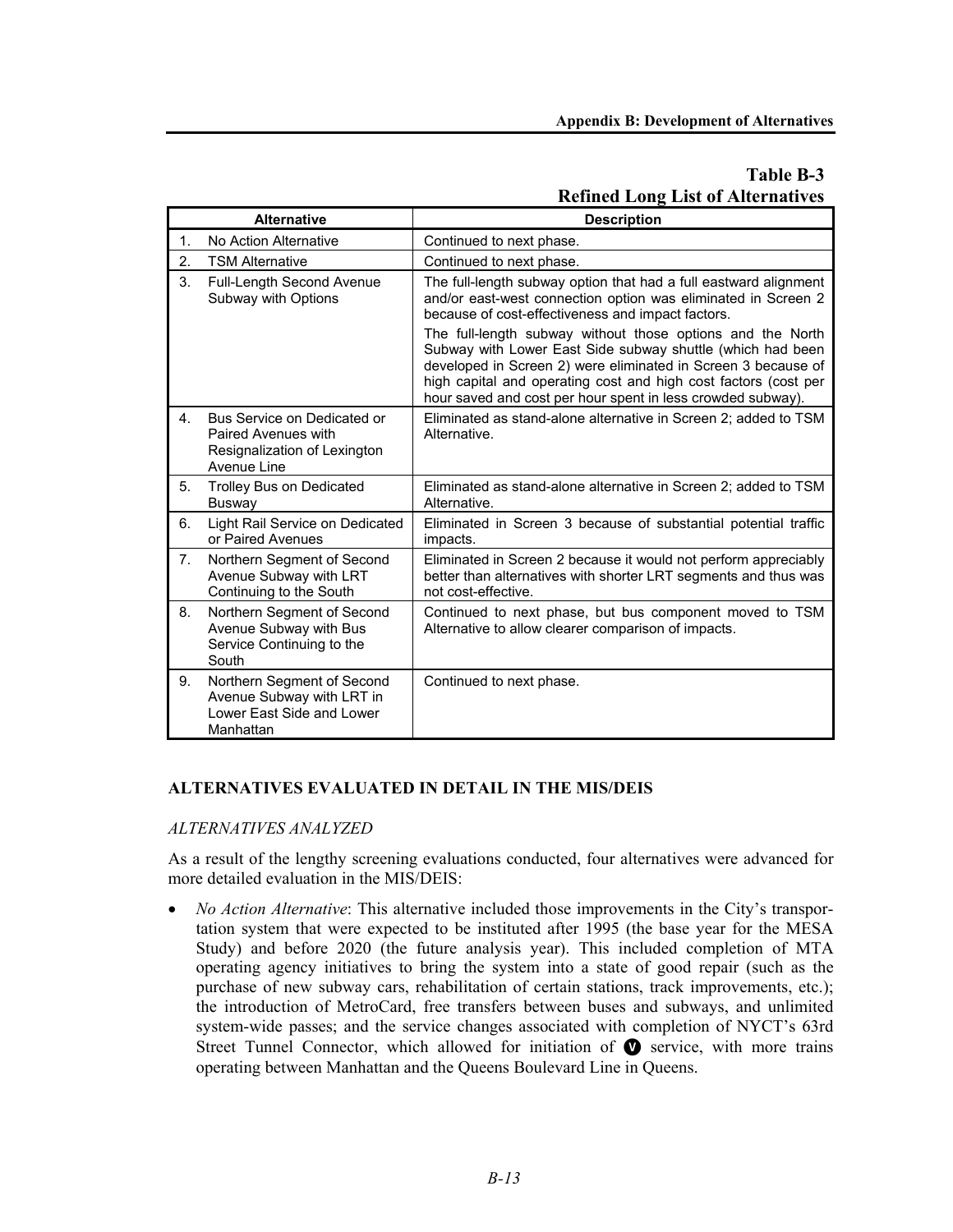**Table B-3**
**Refined Long List of Alternatives**

| Alternative | Description |
|---|---|
| 1. No Action Alternative | Continued to next phase. |
| 2. TSM Alternative | Continued to next phase. |
| 3. Full-Length Second Avenue Subway with Options | The full-length subway option that had a full eastward alignment and/or east-west connection option was eliminated in Screen 2 because of cost-effectiveness and impact factors. The full-length subway without those options and the North Subway with Lower East Side subway shuttle (which had been developed in Screen 2) were eliminated in Screen 3 because of high capital and operating cost and high cost factors (cost per hour saved and cost per hour spent in less crowded subway). |
| 4. Bus Service on Dedicated or Paired Avenues with Resignalization of Lexington Avenue Line | Eliminated as stand-alone alternative in Screen 2; added to TSM Alternative. |
| 5. Trolley Bus on Dedicated Busway | Eliminated as stand-alone alternative in Screen 2; added to TSM Alternative. |
| 6. Light Rail Service on Dedicated or Paired Avenues | Eliminated in Screen 3 because of substantial potential traffic impacts. |
| 7. Northern Segment of Second Avenue Subway with LRT Continuing to the South | Eliminated in Screen 2 because it would not perform appreciably better than alternatives with shorter LRT segments and thus was not cost-effective. |
| 8. Northern Segment of Second Avenue Subway with Bus Service Continuing to the South | Continued to next phase, but bus component moved to TSM Alternative to allow clearer comparison of impacts. |
| 9. Northern Segment of Second Avenue Subway with LRT in Lower East Side and Lower Manhattan | Continued to next phase. |

## ALTERNATIVES EVALUATED IN DETAIL IN THE MIS/DEIS

### *ALTERNATIVES ANALYZED*

As a result of the lengthy screening evaluations conducted, four alternatives were advanced for more detailed evaluation in the MIS/DEIS:

- *No Action Alternative*: This alternative included those improvements in the City's transportation system that were expected to be instituted after 1995 (the base year for the MESA Study) and before 2020 (the future analysis year). This included completion of MTA operating agency initiatives to bring the system into a state of good repair (such as the purchase of new subway cars, rehabilitation of certain stations, track improvements, etc.); the introduction of MetroCard, free transfers between buses and subways, and unlimited system-wide passes; and the service changes associated with completion of NYCT's 63rd Street Tunnel Connector, which allowed for initiation of V service, with more trains operating between Manhattan and the Queens Boulevard Line in Queens.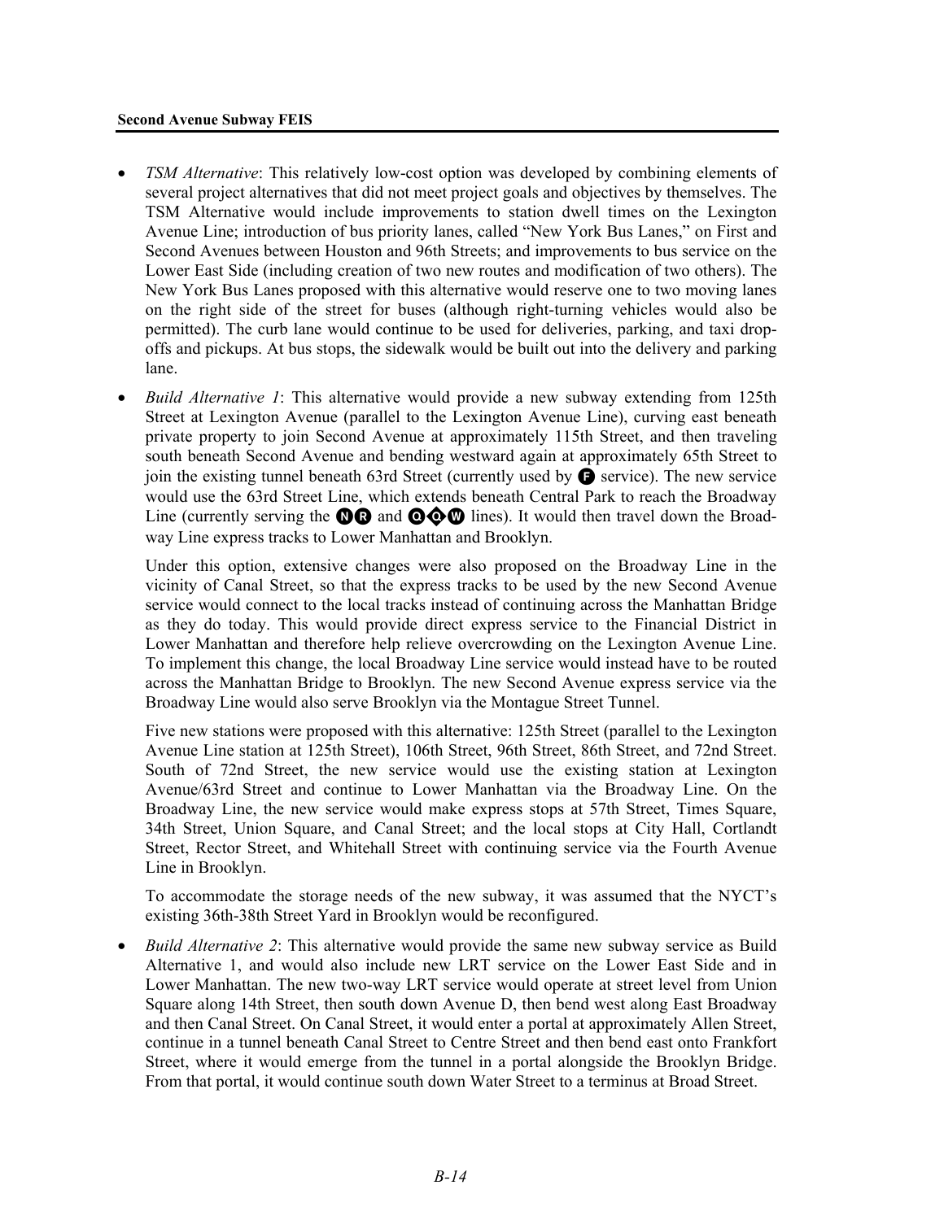- *TSM Alternative*: This relatively low-cost option was developed by combining elements of several project alternatives that did not meet project goals and objectives by themselves. The TSM Alternative would include improvements to station dwell times on the Lexington Avenue Line; introduction of bus priority lanes, called "New York Bus Lanes," on First and Second Avenues between Houston and 96th Streets; and improvements to bus service on the Lower East Side (including creation of two new routes and modification of two others). The New York Bus Lanes proposed with this alternative would reserve one to two moving lanes on the right side of the street for buses (although right-turning vehicles would also be permitted). The curb lane would continue to be used for deliveries, parking, and taxi drop-offs and pickups. At bus stops, the sidewalk would be built out into the delivery and parking lane.

- *Build Alternative 1*: This alternative would provide a new subway extending from 125th Street at Lexington Avenue (parallel to the Lexington Avenue Line), curving east beneath private property to join Second Avenue at approximately 115th Street, and then traveling south beneath Second Avenue and bending westward again at approximately 65th Street to join the existing tunnel beneath 63rd Street (currently used by F service). The new service would use the 63rd Street Line, which extends beneath Central Park to reach the Broadway Line (currently serving the N R and Q Q W lines). It would then travel down the Broadway Line express tracks to Lower Manhattan and Brooklyn.

  Under this option, extensive changes were also proposed on the Broadway Line in the vicinity of Canal Street, so that the express tracks to be used by the new Second Avenue service would connect to the local tracks instead of continuing across the Manhattan Bridge as they do today. This would provide direct express service to the Financial District in Lower Manhattan and therefore help relieve overcrowding on the Lexington Avenue Line. To implement this change, the local Broadway Line service would instead have to be routed across the Manhattan Bridge to Brooklyn. The new Second Avenue express service via the Broadway Line would also serve Brooklyn via the Montague Street Tunnel.

  Five new stations were proposed with this alternative: 125th Street (parallel to the Lexington Avenue Line station at 125th Street), 106th Street, 96th Street, 86th Street, and 72nd Street. South of 72nd Street, the new service would use the existing station at Lexington Avenue/63rd Street and continue to Lower Manhattan via the Broadway Line. On the Broadway Line, the new service would make express stops at 57th Street, Times Square, 34th Street, Union Square, and Canal Street; and the local stops at City Hall, Cortlandt Street, Rector Street, and Whitehall Street with continuing service via the Fourth Avenue Line in Brooklyn.

  To accommodate the storage needs of the new subway, it was assumed that the NYCT's existing 36th-38th Street Yard in Brooklyn would be reconfigured.

- *Build Alternative 2*: This alternative would provide the same new subway service as Build Alternative 1, and would also include new LRT service on the Lower East Side and in Lower Manhattan. The new two-way LRT service would operate at street level from Union Square along 14th Street, then south down Avenue D, then bend west along East Broadway and then Canal Street. On Canal Street, it would enter a portal at approximately Allen Street, continue in a tunnel beneath Canal Street to Centre Street and then bend east onto Frankfort Street, where it would emerge from the tunnel in a portal alongside the Brooklyn Bridge. From that portal, it would continue south down Water Street to a terminus at Broad Street.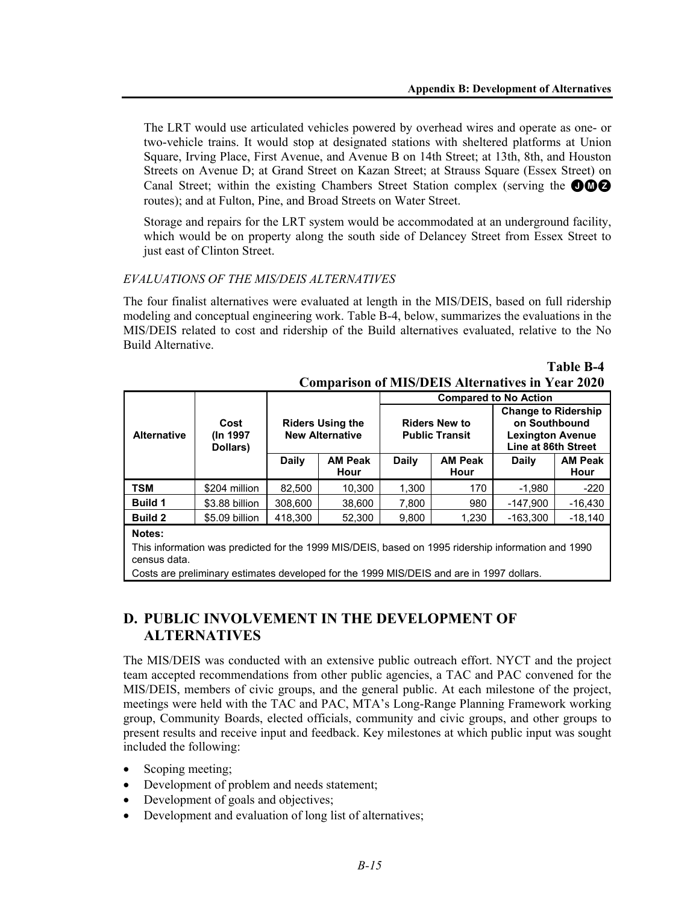The LRT would use articulated vehicles powered by overhead wires and operate as one- or two-vehicle trains. It would stop at designated stations with sheltered platforms at Union Square, Irving Place, First Avenue, and Avenue B on 14th Street; at 13th, 8th, and Houston Streets on Avenue D; at Grand Street on Kazan Street; at Strauss Square (Essex Street) on Canal Street; within the existing Chambers Street Station complex (serving the J M Z routes); and at Fulton, Pine, and Broad Streets on Water Street.

Storage and repairs for the LRT system would be accommodated at an underground facility, which would be on property along the south side of Delancey Street from Essex Street to just east of Clinton Street.

*EVALUATIONS OF THE MIS/DEIS ALTERNATIVES*

The four finalist alternatives were evaluated at length in the MIS/DEIS, based on full ridership modeling and conceptual engineering work. Table B-4, below, summarizes the evaluations in the MIS/DEIS related to cost and ridership of the Build alternatives evaluated, relative to the No Build Alternative.

**Table B-4**
**Comparison of MIS/DEIS Alternatives in Year 2020**

| Alternative | Cost (In 1997 Dollars) | Riders Using the New Alternative | | Compared to No Action: Riders New to Public Transit | | Compared to No Action: Change to Ridership on Southbound Lexington Avenue Line at 86th Street | |
|---|---|---|---|---|---|---|---|
| | | Daily | AM Peak Hour | Daily | AM Peak Hour | Daily | AM Peak Hour |
| **TSM** | $204 million | 82,500 | 10,300 | 1,300 | 170 | -1,980 | -220 |
| **Build 1** | $3.88 billion | 308,600 | 38,600 | 7,800 | 980 | -147,900 | -16,430 |
| **Build 2** | $5.09 billion | 418,300 | 52,300 | 9,800 | 1,230 | -163,300 | -18,140 |

**Notes:**
This information was predicted for the 1999 MIS/DEIS, based on 1995 ridership information and 1990 census data.
Costs are preliminary estimates developed for the 1999 MIS/DEIS and are in 1997 dollars.

## D. PUBLIC INVOLVEMENT IN THE DEVELOPMENT OF ALTERNATIVES

The MIS/DEIS was conducted with an extensive public outreach effort. NYCT and the project team accepted recommendations from other public agencies, a TAC and PAC convened for the MIS/DEIS, members of civic groups, and the general public. At each milestone of the project, meetings were held with the TAC and PAC, MTA's Long-Range Planning Framework working group, Community Boards, elected officials, community and civic groups, and other groups to present results and receive input and feedback. Key milestones at which public input was sought included the following:

- Scoping meeting;
- Development of problem and needs statement;
- Development of goals and objectives;
- Development and evaluation of long list of alternatives;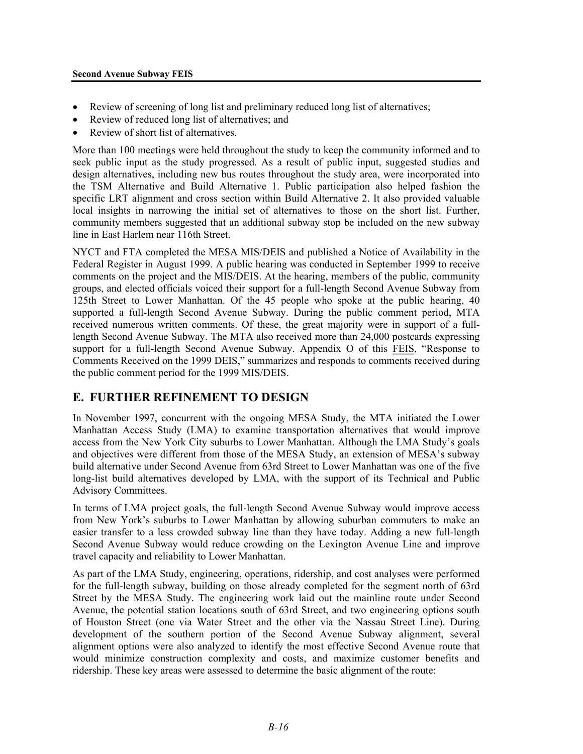- Review of screening of long list and preliminary reduced long list of alternatives;
- Review of reduced long list of alternatives; and
- Review of short list of alternatives.

More than 100 meetings were held throughout the study to keep the community informed and to seek public input as the study progressed. As a result of public input, suggested studies and design alternatives, including new bus routes throughout the study area, were incorporated into the TSM Alternative and Build Alternative 1. Public participation also helped fashion the specific LRT alignment and cross section within Build Alternative 2. It also provided valuable local insights in narrowing the initial set of alternatives to those on the short list. Further, community members suggested that an additional subway stop be included on the new subway line in East Harlem near 116th Street.

NYCT and FTA completed the MESA MIS/DEIS and published a Notice of Availability in the Federal Register in August 1999. A public hearing was conducted in September 1999 to receive comments on the project and the MIS/DEIS. At the hearing, members of the public, community groups, and elected officials voiced their support for a full-length Second Avenue Subway from 125th Street to Lower Manhattan. Of the 45 people who spoke at the public hearing, 40 supported a full-length Second Avenue Subway. During the public comment period, MTA received numerous written comments. Of these, the great majority were in support of a full-length Second Avenue Subway. The MTA also received more than 24,000 postcards expressing support for a full-length Second Avenue Subway. Appendix O of this FEIS, "Response to Comments Received on the 1999 DEIS," summarizes and responds to comments received during the public comment period for the 1999 MIS/DEIS.

## E. FURTHER REFINEMENT TO DESIGN

In November 1997, concurrent with the ongoing MESA Study, the MTA initiated the Lower Manhattan Access Study (LMA) to examine transportation alternatives that would improve access from the New York City suburbs to Lower Manhattan. Although the LMA Study's goals and objectives were different from those of the MESA Study, an extension of MESA's subway build alternative under Second Avenue from 63rd Street to Lower Manhattan was one of the five long-list build alternatives developed by LMA, with the support of its Technical and Public Advisory Committees.

In terms of LMA project goals, the full-length Second Avenue Subway would improve access from New York's suburbs to Lower Manhattan by allowing suburban commuters to make an easier transfer to a less crowded subway line than they have today. Adding a new full-length Second Avenue Subway would reduce crowding on the Lexington Avenue Line and improve travel capacity and reliability to Lower Manhattan.

As part of the LMA Study, engineering, operations, ridership, and cost analyses were performed for the full-length subway, building on those already completed for the segment north of 63rd Street by the MESA Study. The engineering work laid out the mainline route under Second Avenue, the potential station locations south of 63rd Street, and two engineering options south of Houston Street (one via Water Street and the other via the Nassau Street Line). During development of the southern portion of the Second Avenue Subway alignment, several alignment options were also analyzed to identify the most effective Second Avenue route that would minimize construction complexity and costs, and maximize customer benefits and ridership. These key areas were assessed to determine the basic alignment of the route: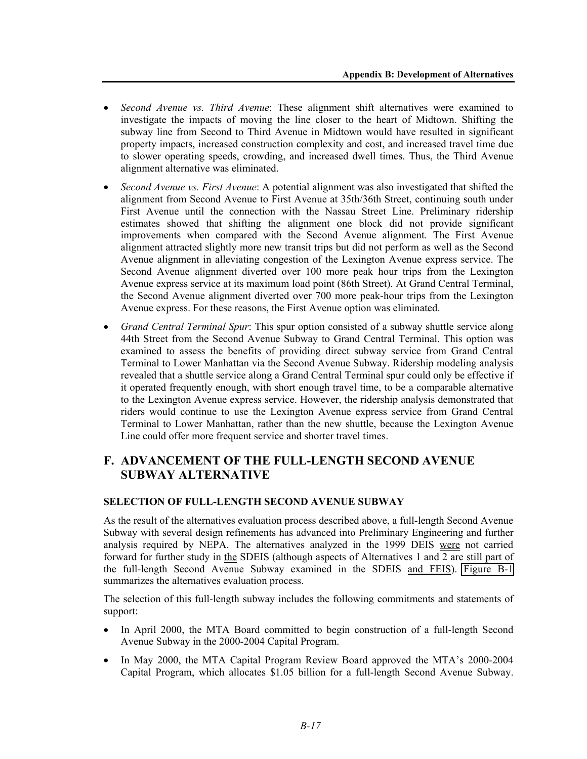- *Second Avenue vs. Third Avenue*: These alignment shift alternatives were examined to investigate the impacts of moving the line closer to the heart of Midtown. Shifting the subway line from Second to Third Avenue in Midtown would have resulted in significant property impacts, increased construction complexity and cost, and increased travel time due to slower operating speeds, crowding, and increased dwell times. Thus, the Third Avenue alignment alternative was eliminated.
- *Second Avenue vs. First Avenue*: A potential alignment was also investigated that shifted the alignment from Second Avenue to First Avenue at 35th/36th Street, continuing south under First Avenue until the connection with the Nassau Street Line. Preliminary ridership estimates showed that shifting the alignment one block did not provide significant improvements when compared with the Second Avenue alignment. The First Avenue alignment attracted slightly more new transit trips but did not perform as well as the Second Avenue alignment in alleviating congestion of the Lexington Avenue express service. The Second Avenue alignment diverted over 100 more peak hour trips from the Lexington Avenue express service at its maximum load point (86th Street). At Grand Central Terminal, the Second Avenue alignment diverted over 700 more peak-hour trips from the Lexington Avenue express. For these reasons, the First Avenue option was eliminated.
- *Grand Central Terminal Spur*: This spur option consisted of a subway shuttle service along 44th Street from the Second Avenue Subway to Grand Central Terminal. This option was examined to assess the benefits of providing direct subway service from Grand Central Terminal to Lower Manhattan via the Second Avenue Subway. Ridership modeling analysis revealed that a shuttle service along a Grand Central Terminal spur could only be effective if it operated frequently enough, with short enough travel time, to be a comparable alternative to the Lexington Avenue express service. However, the ridership analysis demonstrated that riders would continue to use the Lexington Avenue express service from Grand Central Terminal to Lower Manhattan, rather than the new shuttle, because the Lexington Avenue Line could offer more frequent service and shorter travel times.

## F. ADVANCEMENT OF THE FULL-LENGTH SECOND AVENUE SUBWAY ALTERNATIVE

### SELECTION OF FULL-LENGTH SECOND AVENUE SUBWAY

As the result of the alternatives evaluation process described above, a full-length Second Avenue Subway with several design refinements has advanced into Preliminary Engineering and further analysis required by NEPA. The alternatives analyzed in the 1999 DEIS were not carried forward for further study in the SDEIS (although aspects of Alternatives 1 and 2 are still part of the full-length Second Avenue Subway examined in the SDEIS and FEIS). Figure B-1 summarizes the alternatives evaluation process.

The selection of this full-length subway includes the following commitments and statements of support:

- In April 2000, the MTA Board committed to begin construction of a full-length Second Avenue Subway in the 2000-2004 Capital Program.
- In May 2000, the MTA Capital Program Review Board approved the MTA's 2000-2004 Capital Program, which allocates $1.05 billion for a full-length Second Avenue Subway.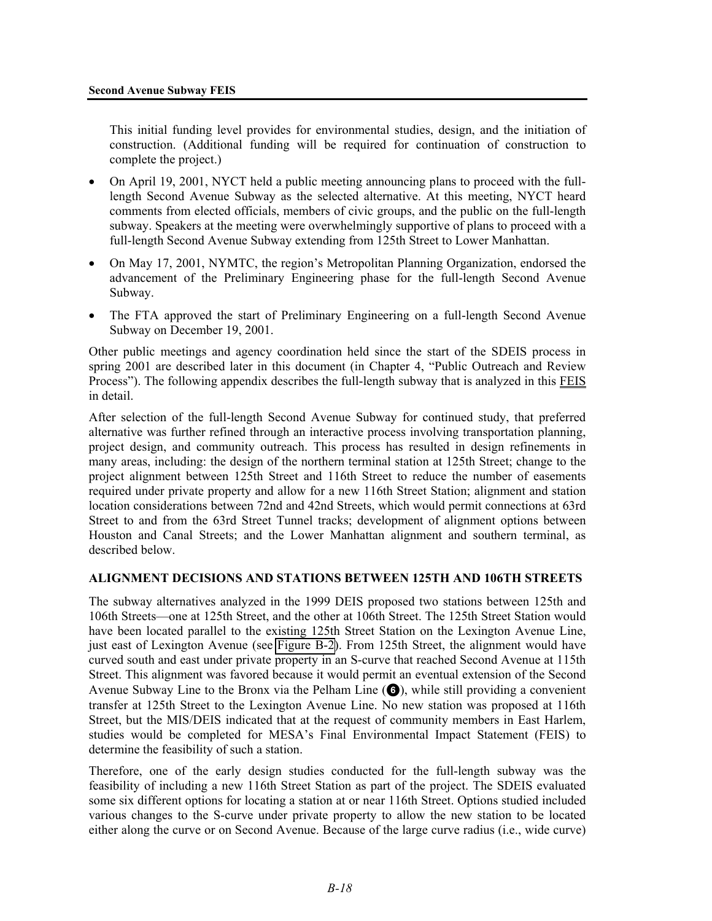This initial funding level provides for environmental studies, design, and the initiation of construction. (Additional funding will be required for continuation of construction to complete the project.)

- On April 19, 2001, NYCT held a public meeting announcing plans to proceed with the full-length Second Avenue Subway as the selected alternative. At this meeting, NYCT heard comments from elected officials, members of civic groups, and the public on the full-length subway. Speakers at the meeting were overwhelmingly supportive of plans to proceed with a full-length Second Avenue Subway extending from 125th Street to Lower Manhattan.
- On May 17, 2001, NYMTC, the region's Metropolitan Planning Organization, endorsed the advancement of the Preliminary Engineering phase for the full-length Second Avenue Subway.
- The FTA approved the start of Preliminary Engineering on a full-length Second Avenue Subway on December 19, 2001.

Other public meetings and agency coordination held since the start of the SDEIS process in spring 2001 are described later in this document (in Chapter 4, "Public Outreach and Review Process"). The following appendix describes the full-length subway that is analyzed in this FEIS in detail.

After selection of the full-length Second Avenue Subway for continued study, that preferred alternative was further refined through an interactive process involving transportation planning, project design, and community outreach. This process has resulted in design refinements in many areas, including: the design of the northern terminal station at 125th Street; change to the project alignment between 125th Street and 116th Street to reduce the number of easements required under private property and allow for a new 116th Street Station; alignment and station location considerations between 72nd and 42nd Streets, which would permit connections at 63rd Street to and from the 63rd Street Tunnel tracks; development of alignment options between Houston and Canal Streets; and the Lower Manhattan alignment and southern terminal, as described below.

### ALIGNMENT DECISIONS AND STATIONS BETWEEN 125TH AND 106TH STREETS

The subway alternatives analyzed in the 1999 DEIS proposed two stations between 125th and 106th Streets—one at 125th Street, and the other at 106th Street. The 125th Street Station would have been located parallel to the existing 125th Street Station on the Lexington Avenue Line, just east of Lexington Avenue (see Figure B-2). From 125th Street, the alignment would have curved south and east under private property in an S-curve that reached Second Avenue at 115th Street. This alignment was favored because it would permit an eventual extension of the Second Avenue Subway Line to the Bronx via the Pelham Line (6), while still providing a convenient transfer at 125th Street to the Lexington Avenue Line. No new station was proposed at 116th Street, but the MIS/DEIS indicated that at the request of community members in East Harlem, studies would be completed for MESA's Final Environmental Impact Statement (FEIS) to determine the feasibility of such a station.

Therefore, one of the early design studies conducted for the full-length subway was the feasibility of including a new 116th Street Station as part of the project. The SDEIS evaluated some six different options for locating a station at or near 116th Street. Options studied included various changes to the S-curve under private property to allow the new station to be located either along the curve or on Second Avenue. Because of the large curve radius (i.e., wide curve)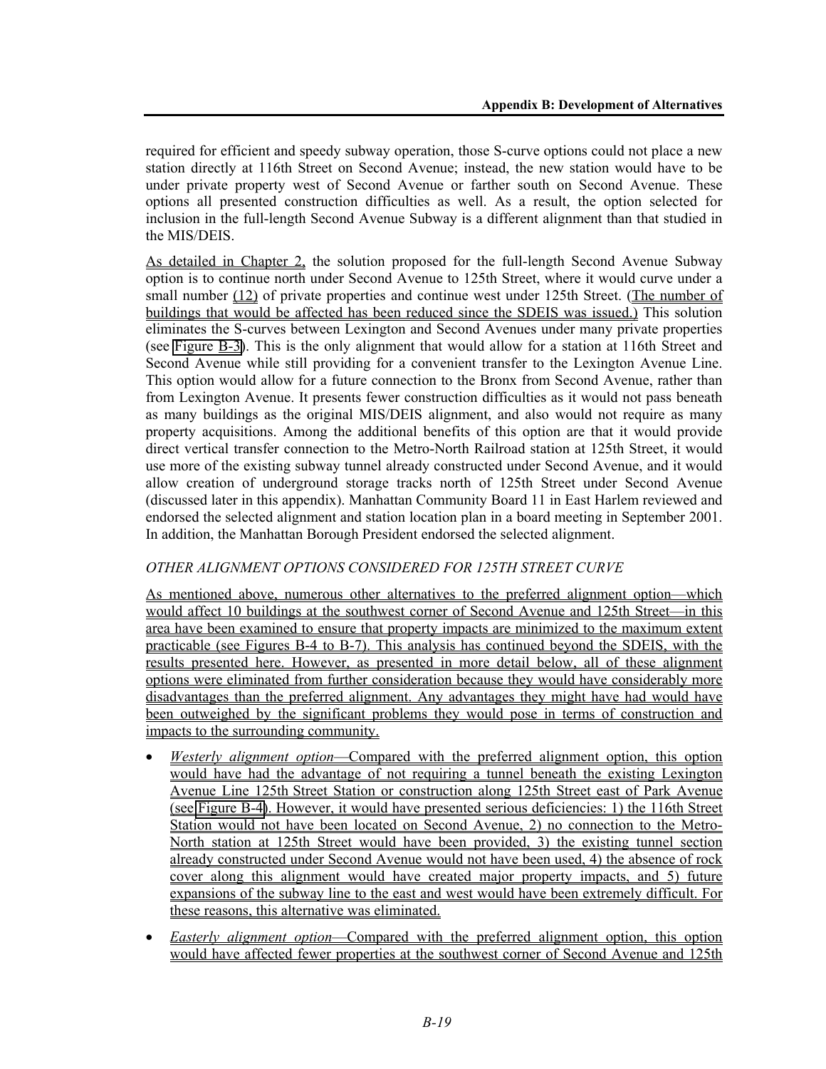required for efficient and speedy subway operation, those S-curve options could not place a new station directly at 116th Street on Second Avenue; instead, the new station would have to be under private property west of Second Avenue or farther south on Second Avenue. These options all presented construction difficulties as well. As a result, the option selected for inclusion in the full-length Second Avenue Subway is a different alignment than that studied in the MIS/DEIS.

As detailed in Chapter 2, the solution proposed for the full-length Second Avenue Subway option is to continue north under Second Avenue to 125th Street, where it would curve under a small number (12) of private properties and continue west under 125th Street. (The number of buildings that would be affected has been reduced since the SDEIS was issued.) This solution eliminates the S-curves between Lexington and Second Avenues under many private properties (see Figure B-3). This is the only alignment that would allow for a station at 116th Street and Second Avenue while still providing for a convenient transfer to the Lexington Avenue Line. This option would allow for a future connection to the Bronx from Second Avenue, rather than from Lexington Avenue. It presents fewer construction difficulties as it would not pass beneath as many buildings as the original MIS/DEIS alignment, and also would not require as many property acquisitions. Among the additional benefits of this option are that it would provide direct vertical transfer connection to the Metro-North Railroad station at 125th Street, it would use more of the existing subway tunnel already constructed under Second Avenue, and it would allow creation of underground storage tracks north of 125th Street under Second Avenue (discussed later in this appendix). Manhattan Community Board 11 in East Harlem reviewed and endorsed the selected alignment and station location plan in a board meeting in September 2001. In addition, the Manhattan Borough President endorsed the selected alignment.

*OTHER ALIGNMENT OPTIONS CONSIDERED FOR 125TH STREET CURVE*

As mentioned above, numerous other alternatives to the preferred alignment option—which would affect 10 buildings at the southwest corner of Second Avenue and 125th Street—in this area have been examined to ensure that property impacts are minimized to the maximum extent practicable (see Figures B-4 to B-7). This analysis has continued beyond the SDEIS, with the results presented here. However, as presented in more detail below, all of these alignment options were eliminated from further consideration because they would have considerably more disadvantages than the preferred alignment. Any advantages they might have had would have been outweighed by the significant problems they would pose in terms of construction and impacts to the surrounding community.

- *Westerly alignment option*—Compared with the preferred alignment option, this option would have had the advantage of not requiring a tunnel beneath the existing Lexington Avenue Line 125th Street Station or construction along 125th Street east of Park Avenue (see Figure B-4). However, it would have presented serious deficiencies: 1) the 116th Street Station would not have been located on Second Avenue, 2) no connection to the Metro-North station at 125th Street would have been provided, 3) the existing tunnel section already constructed under Second Avenue would not have been used, 4) the absence of rock cover along this alignment would have created major property impacts, and 5) future expansions of the subway line to the east and west would have been extremely difficult. For these reasons, this alternative was eliminated.
- *Easterly alignment option*—Compared with the preferred alignment option, this option would have affected fewer properties at the southwest corner of Second Avenue and 125th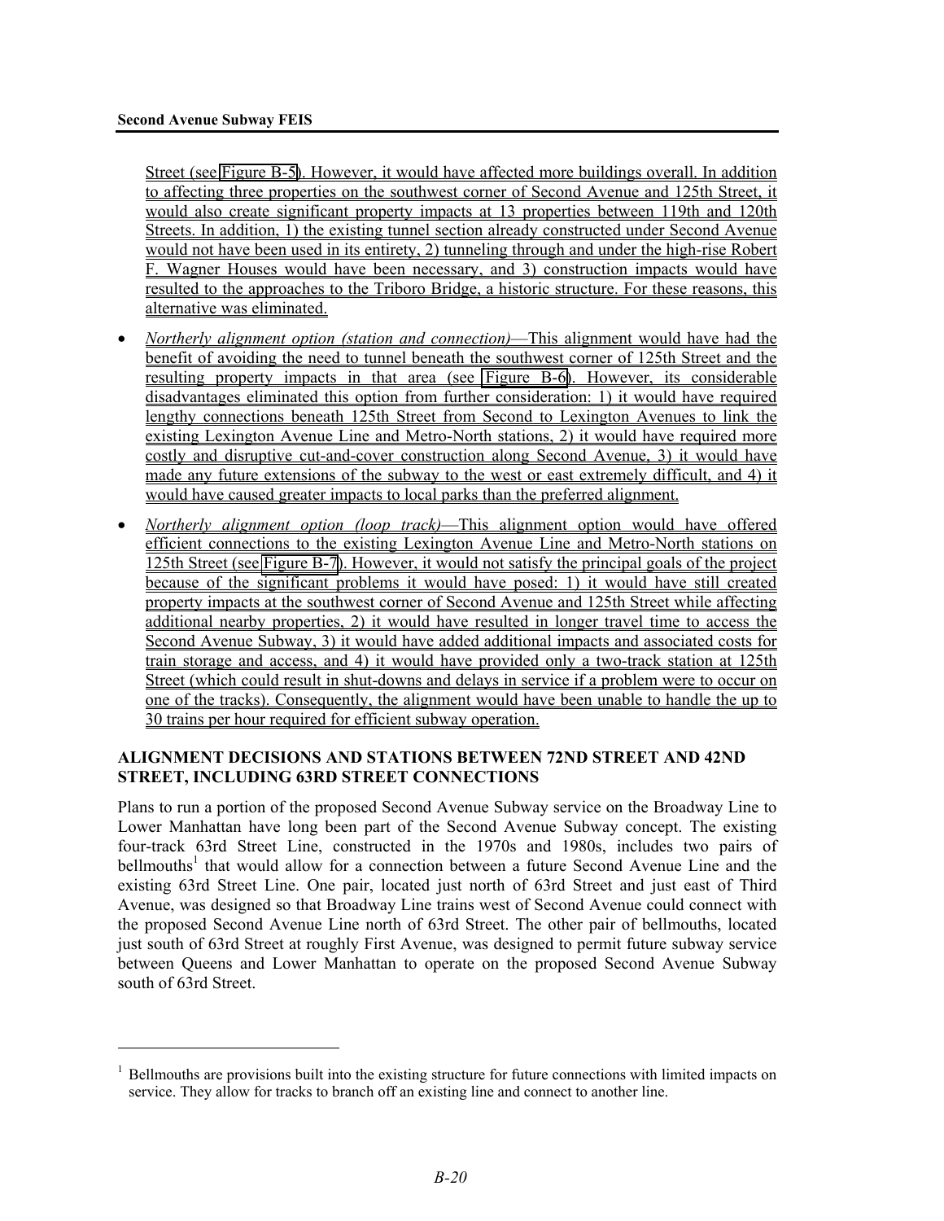Street (see Figure B-5). However, it would have affected more buildings overall. In addition to affecting three properties on the southwest corner of Second Avenue and 125th Street, it would also create significant property impacts at 13 properties between 119th and 120th Streets. In addition, 1) the existing tunnel section already constructed under Second Avenue would not have been used in its entirety, 2) tunneling through and under the high-rise Robert F. Wagner Houses would have been necessary, and 3) construction impacts would have resulted to the approaches to the Triboro Bridge, a historic structure. For these reasons, this alternative was eliminated.

- *Northerly alignment option (station and connection)*—This alignment would have had the benefit of avoiding the need to tunnel beneath the southwest corner of 125th Street and the resulting property impacts in that area (see Figure B-6). However, its considerable disadvantages eliminated this option from further consideration: 1) it would have required lengthy connections beneath 125th Street from Second to Lexington Avenues to link the existing Lexington Avenue Line and Metro-North stations, 2) it would have required more costly and disruptive cut-and-cover construction along Second Avenue, 3) it would have made any future extensions of the subway to the west or east extremely difficult, and 4) it would have caused greater impacts to local parks than the preferred alignment.
- *Northerly alignment option (loop track)*—This alignment option would have offered efficient connections to the existing Lexington Avenue Line and Metro-North stations on 125th Street (see Figure B-7). However, it would not satisfy the principal goals of the project because of the significant problems it would have posed: 1) it would have still created property impacts at the southwest corner of Second Avenue and 125th Street while affecting additional nearby properties, 2) it would have resulted in longer travel time to access the Second Avenue Subway, 3) it would have added additional impacts and associated costs for train storage and access, and 4) it would have provided only a two-track station at 125th Street (which could result in shut-downs and delays in service if a problem were to occur on one of the tracks). Consequently, the alignment would have been unable to handle the up to 30 trains per hour required for efficient subway operation.

## ALIGNMENT DECISIONS AND STATIONS BETWEEN 72ND STREET AND 42ND STREET, INCLUDING 63RD STREET CONNECTIONS

Plans to run a portion of the proposed Second Avenue Subway service on the Broadway Line to Lower Manhattan have long been part of the Second Avenue Subway concept. The existing four-track 63rd Street Line, constructed in the 1970s and 1980s, includes two pairs of bellmouths[1] that would allow for a connection between a future Second Avenue Line and the existing 63rd Street Line. One pair, located just north of 63rd Street and just east of Third Avenue, was designed so that Broadway Line trains west of Second Avenue could connect with the proposed Second Avenue Line north of 63rd Street. The other pair of bellmouths, located just south of 63rd Street at roughly First Avenue, was designed to permit future subway service between Queens and Lower Manhattan to operate on the proposed Second Avenue Subway south of 63rd Street.

[1] Bellmouths are provisions built into the existing structure for future connections with limited impacts on service. They allow for tracks to branch off an existing line and connect to another line.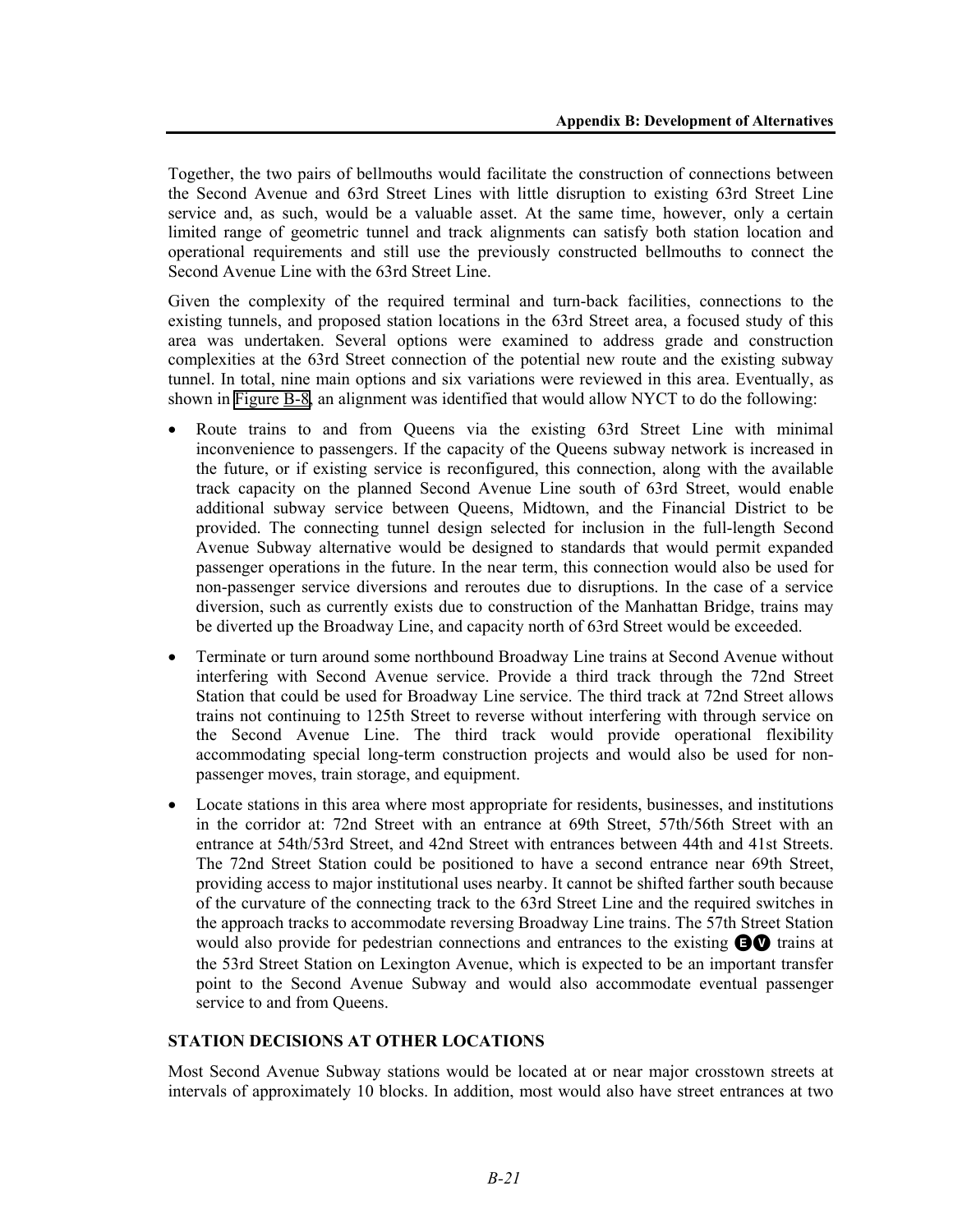Together, the two pairs of bellmouths would facilitate the construction of connections between the Second Avenue and 63rd Street Lines with little disruption to existing 63rd Street Line service and, as such, would be a valuable asset. At the same time, however, only a certain limited range of geometric tunnel and track alignments can satisfy both station location and operational requirements and still use the previously constructed bellmouths to connect the Second Avenue Line with the 63rd Street Line.

Given the complexity of the required terminal and turn-back facilities, connections to the existing tunnels, and proposed station locations in the 63rd Street area, a focused study of this area was undertaken. Several options were examined to address grade and construction complexities at the 63rd Street connection of the potential new route and the existing subway tunnel. In total, nine main options and six variations were reviewed in this area. Eventually, as shown in Figure B-8, an alignment was identified that would allow NYCT to do the following:

- Route trains to and from Queens via the existing 63rd Street Line with minimal inconvenience to passengers. If the capacity of the Queens subway network is increased in the future, or if existing service is reconfigured, this connection, along with the available track capacity on the planned Second Avenue Line south of 63rd Street, would enable additional subway service between Queens, Midtown, and the Financial District to be provided. The connecting tunnel design selected for inclusion in the full-length Second Avenue Subway alternative would be designed to standards that would permit expanded passenger operations in the future. In the near term, this connection would also be used for non-passenger service diversions and reroutes due to disruptions. In the case of a service diversion, such as currently exists due to construction of the Manhattan Bridge, trains may be diverted up the Broadway Line, and capacity north of 63rd Street would be exceeded.
- Terminate or turn around some northbound Broadway Line trains at Second Avenue without interfering with Second Avenue service. Provide a third track through the 72nd Street Station that could be used for Broadway Line service. The third track at 72nd Street allows trains not continuing to 125th Street to reverse without interfering with through service on the Second Avenue Line. The third track would provide operational flexibility accommodating special long-term construction projects and would also be used for non-passenger moves, train storage, and equipment.
- Locate stations in this area where most appropriate for residents, businesses, and institutions in the corridor at: 72nd Street with an entrance at 69th Street, 57th/56th Street with an entrance at 54th/53rd Street, and 42nd Street with entrances between 44th and 41st Streets. The 72nd Street Station could be positioned to have a second entrance near 69th Street, providing access to major institutional uses nearby. It cannot be shifted farther south because of the curvature of the connecting track to the 63rd Street Line and the required switches in the approach tracks to accommodate reversing Broadway Line trains. The 57th Street Station would also provide for pedestrian connections and entrances to the existing E V trains at the 53rd Street Station on Lexington Avenue, which is expected to be an important transfer point to the Second Avenue Subway and would also accommodate eventual passenger service to and from Queens.

## STATION DECISIONS AT OTHER LOCATIONS

Most Second Avenue Subway stations would be located at or near major crosstown streets at intervals of approximately 10 blocks. In addition, most would also have street entrances at two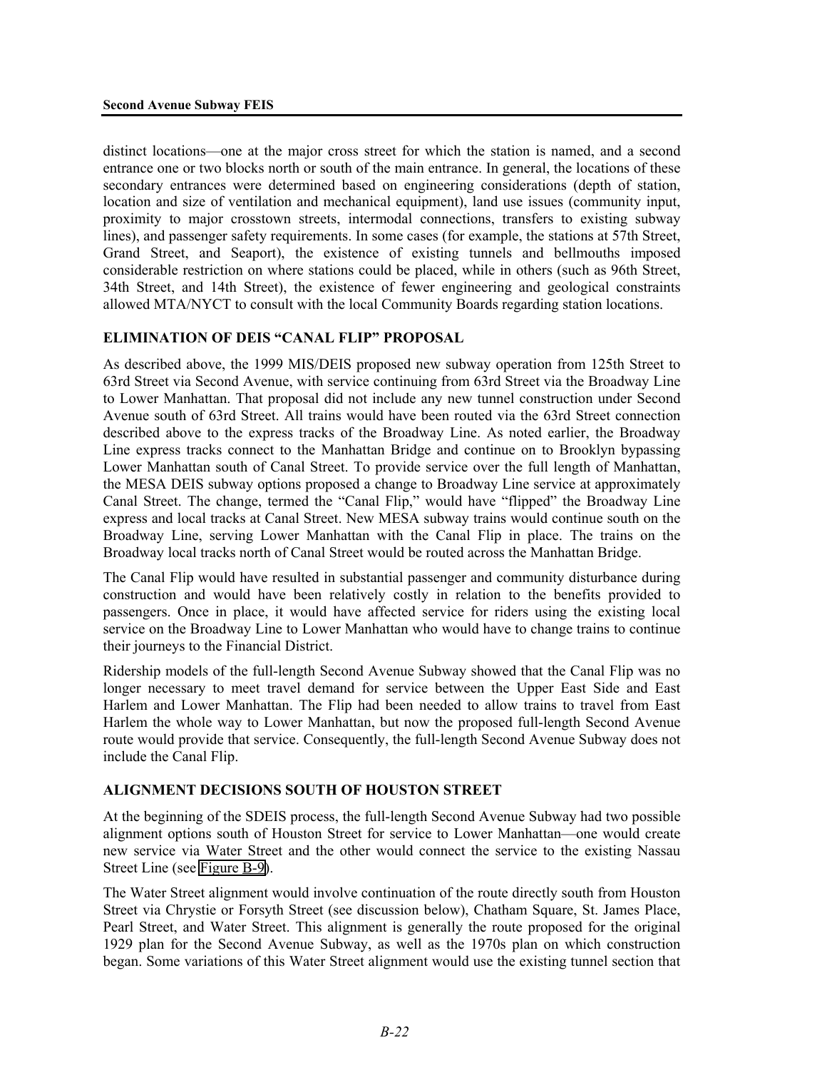distinct locations—one at the major cross street for which the station is named, and a second entrance one or two blocks north or south of the main entrance. In general, the locations of these secondary entrances were determined based on engineering considerations (depth of station, location and size of ventilation and mechanical equipment), land use issues (community input, proximity to major crosstown streets, intermodal connections, transfers to existing subway lines), and passenger safety requirements. In some cases (for example, the stations at 57th Street, Grand Street, and Seaport), the existence of existing tunnels and bellmouths imposed considerable restriction on where stations could be placed, while in others (such as 96th Street, 34th Street, and 14th Street), the existence of fewer engineering and geological constraints allowed MTA/NYCT to consult with the local Community Boards regarding station locations.

### ELIMINATION OF DEIS "CANAL FLIP" PROPOSAL

As described above, the 1999 MIS/DEIS proposed new subway operation from 125th Street to 63rd Street via Second Avenue, with service continuing from 63rd Street via the Broadway Line to Lower Manhattan. That proposal did not include any new tunnel construction under Second Avenue south of 63rd Street. All trains would have been routed via the 63rd Street connection described above to the express tracks of the Broadway Line. As noted earlier, the Broadway Line express tracks connect to the Manhattan Bridge and continue on to Brooklyn bypassing Lower Manhattan south of Canal Street. To provide service over the full length of Manhattan, the MESA DEIS subway options proposed a change to Broadway Line service at approximately Canal Street. The change, termed the "Canal Flip," would have "flipped" the Broadway Line express and local tracks at Canal Street. New MESA subway trains would continue south on the Broadway Line, serving Lower Manhattan with the Canal Flip in place. The trains on the Broadway local tracks north of Canal Street would be routed across the Manhattan Bridge.

The Canal Flip would have resulted in substantial passenger and community disturbance during construction and would have been relatively costly in relation to the benefits provided to passengers. Once in place, it would have affected service for riders using the existing local service on the Broadway Line to Lower Manhattan who would have to change trains to continue their journeys to the Financial District.

Ridership models of the full-length Second Avenue Subway showed that the Canal Flip was no longer necessary to meet travel demand for service between the Upper East Side and East Harlem and Lower Manhattan. The Flip had been needed to allow trains to travel from East Harlem the whole way to Lower Manhattan, but now the proposed full-length Second Avenue route would provide that service. Consequently, the full-length Second Avenue Subway does not include the Canal Flip.

### ALIGNMENT DECISIONS SOUTH OF HOUSTON STREET

At the beginning of the SDEIS process, the full-length Second Avenue Subway had two possible alignment options south of Houston Street for service to Lower Manhattan—one would create new service via Water Street and the other would connect the service to the existing Nassau Street Line (see Figure B-9).

The Water Street alignment would involve continuation of the route directly south from Houston Street via Chrystie or Forsyth Street (see discussion below), Chatham Square, St. James Place, Pearl Street, and Water Street. This alignment is generally the route proposed for the original 1929 plan for the Second Avenue Subway, as well as the 1970s plan on which construction began. Some variations of this Water Street alignment would use the existing tunnel section that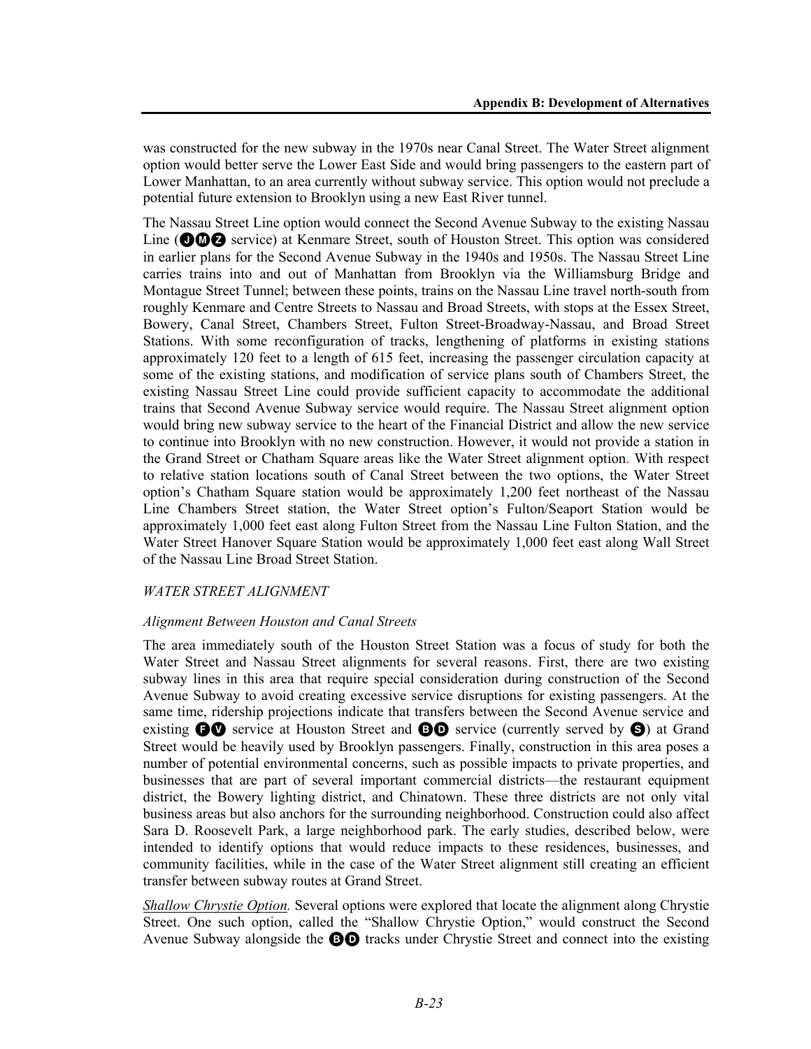was constructed for the new subway in the 1970s near Canal Street. The Water Street alignment option would better serve the Lower East Side and would bring passengers to the eastern part of Lower Manhattan, to an area currently without subway service. This option would not preclude a potential future extension to Brooklyn using a new East River tunnel.

The Nassau Street Line option would connect the Second Avenue Subway to the existing Nassau Line (J M Z service) at Kenmare Street, south of Houston Street. This option was considered in earlier plans for the Second Avenue Subway in the 1940s and 1950s. The Nassau Street Line carries trains into and out of Manhattan from Brooklyn via the Williamsburg Bridge and Montague Street Tunnel; between these points, trains on the Nassau Line travel north-south from roughly Kenmare and Centre Streets to Nassau and Broad Streets, with stops at the Essex Street, Bowery, Canal Street, Chambers Street, Fulton Street-Broadway-Nassau, and Broad Street Stations. With some reconfiguration of tracks, lengthening of platforms in existing stations approximately 120 feet to a length of 615 feet, increasing the passenger circulation capacity at some of the existing stations, and modification of service plans south of Chambers Street, the existing Nassau Street Line could provide sufficient capacity to accommodate the additional trains that Second Avenue Subway service would require. The Nassau Street alignment option would bring new subway service to the heart of the Financial District and allow the new service to continue into Brooklyn with no new construction. However, it would not provide a station in the Grand Street or Chatham Square areas like the Water Street alignment option. With respect to relative station locations south of Canal Street between the two options, the Water Street option's Chatham Square station would be approximately 1,200 feet northeast of the Nassau Line Chambers Street station, the Water Street option's Fulton/Seaport Station would be approximately 1,000 feet east along Fulton Street from the Nassau Line Fulton Station, and the Water Street Hanover Square Station would be approximately 1,000 feet east along Wall Street of the Nassau Line Broad Street Station.

*WATER STREET ALIGNMENT*

*Alignment Between Houston and Canal Streets*

The area immediately south of the Houston Street Station was a focus of study for both the Water Street and Nassau Street alignments for several reasons. First, there are two existing subway lines in this area that require special consideration during construction of the Second Avenue Subway to avoid creating excessive service disruptions for existing passengers. At the same time, ridership projections indicate that transfers between the Second Avenue service and existing F V service at Houston Street and B D service (currently served by S) at Grand Street would be heavily used by Brooklyn passengers. Finally, construction in this area poses a number of potential environmental concerns, such as possible impacts to private properties, and businesses that are part of several important commercial districts—the restaurant equipment district, the Bowery lighting district, and Chinatown. These three districts are not only vital business areas but also anchors for the surrounding neighborhood. Construction could also affect Sara D. Roosevelt Park, a large neighborhood park. The early studies, described below, were intended to identify options that would reduce impacts to these residences, businesses, and community facilities, while in the case of the Water Street alignment still creating an efficient transfer between subway routes at Grand Street.

*Shallow Chrystie Option.* Several options were explored that locate the alignment along Chrystie Street. One such option, called the "Shallow Chrystie Option," would construct the Second Avenue Subway alongside the B D tracks under Chrystie Street and connect into the existing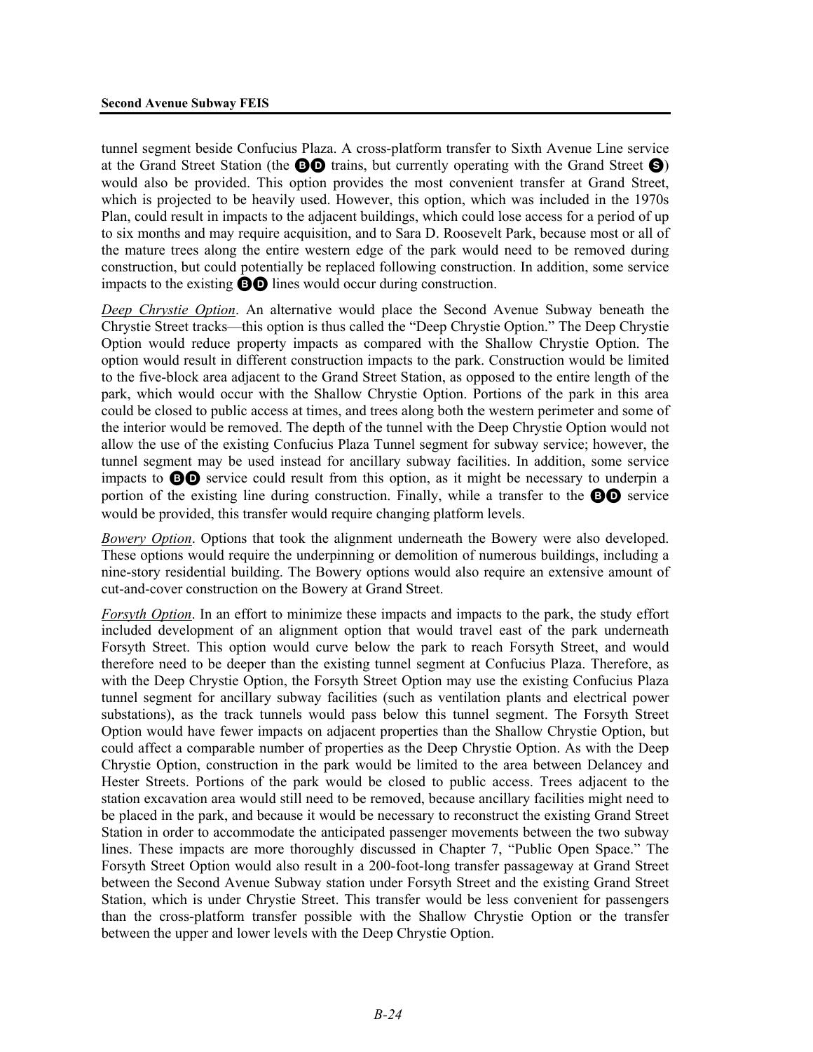tunnel segment beside Confucius Plaza. A cross-platform transfer to Sixth Avenue Line service at the Grand Street Station (the BD trains, but currently operating with the Grand Street S) would also be provided. This option provides the most convenient transfer at Grand Street, which is projected to be heavily used. However, this option, which was included in the 1970s Plan, could result in impacts to the adjacent buildings, which could lose access for a period of up to six months and may require acquisition, and to Sara D. Roosevelt Park, because most or all of the mature trees along the entire western edge of the park would need to be removed during construction, but could potentially be replaced following construction. In addition, some service impacts to the existing BD lines would occur during construction.

*Deep Chrystie Option*. An alternative would place the Second Avenue Subway beneath the Chrystie Street tracks—this option is thus called the "Deep Chrystie Option." The Deep Chrystie Option would reduce property impacts as compared with the Shallow Chrystie Option. The option would result in different construction impacts to the park. Construction would be limited to the five-block area adjacent to the Grand Street Station, as opposed to the entire length of the park, which would occur with the Shallow Chrystie Option. Portions of the park in this area could be closed to public access at times, and trees along both the western perimeter and some of the interior would be removed. The depth of the tunnel with the Deep Chrystie Option would not allow the use of the existing Confucius Plaza Tunnel segment for subway service; however, the tunnel segment may be used instead for ancillary subway facilities. In addition, some service impacts to BD service could result from this option, as it might be necessary to underpin a portion of the existing line during construction. Finally, while a transfer to the BD service would be provided, this transfer would require changing platform levels.

*Bowery Option*. Options that took the alignment underneath the Bowery were also developed. These options would require the underpinning or demolition of numerous buildings, including a nine-story residential building. The Bowery options would also require an extensive amount of cut-and-cover construction on the Bowery at Grand Street.

*Forsyth Option*. In an effort to minimize these impacts and impacts to the park, the study effort included development of an alignment option that would travel east of the park underneath Forsyth Street. This option would curve below the park to reach Forsyth Street, and would therefore need to be deeper than the existing tunnel segment at Confucius Plaza. Therefore, as with the Deep Chrystie Option, the Forsyth Street Option may use the existing Confucius Plaza tunnel segment for ancillary subway facilities (such as ventilation plants and electrical power substations), as the track tunnels would pass below this tunnel segment. The Forsyth Street Option would have fewer impacts on adjacent properties than the Shallow Chrystie Option, but could affect a comparable number of properties as the Deep Chrystie Option. As with the Deep Chrystie Option, construction in the park would be limited to the area between Delancey and Hester Streets. Portions of the park would be closed to public access. Trees adjacent to the station excavation area would still need to be removed, because ancillary facilities might need to be placed in the park, and because it would be necessary to reconstruct the existing Grand Street Station in order to accommodate the anticipated passenger movements between the two subway lines. These impacts are more thoroughly discussed in Chapter 7, "Public Open Space." The Forsyth Street Option would also result in a 200-foot-long transfer passageway at Grand Street between the Second Avenue Subway station under Forsyth Street and the existing Grand Street Station, which is under Chrystie Street. This transfer would be less convenient for passengers than the cross-platform transfer possible with the Shallow Chrystie Option or the transfer between the upper and lower levels with the Deep Chrystie Option.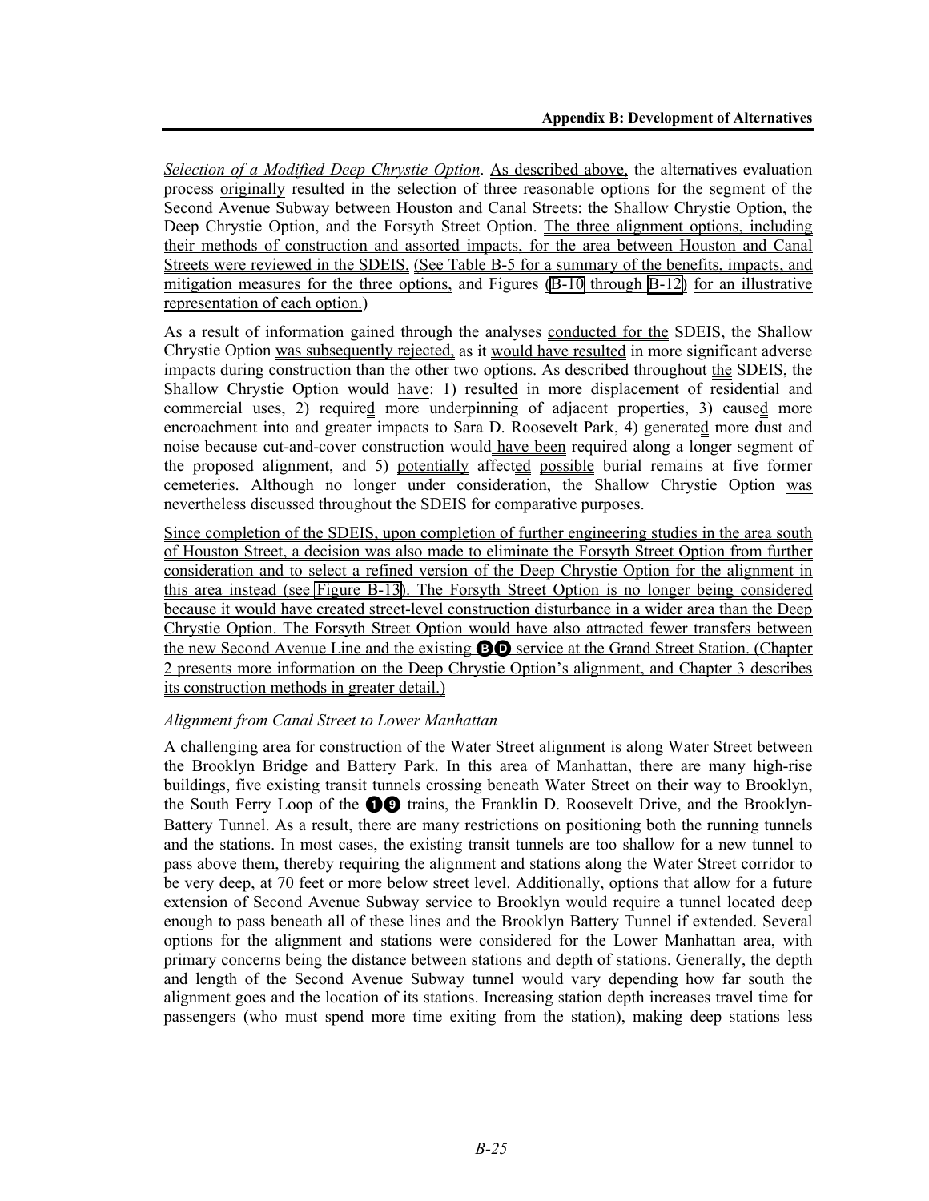*Selection of a Modified Deep Chrystie Option*. As described above, the alternatives evaluation process originally resulted in the selection of three reasonable options for the segment of the Second Avenue Subway between Houston and Canal Streets: the Shallow Chrystie Option, the Deep Chrystie Option, and the Forsyth Street Option. The three alignment options, including their methods of construction and assorted impacts, for the area between Houston and Canal Streets were reviewed in the SDEIS. (See Table B-5 for a summary of the benefits, impacts, and mitigation measures for the three options, and Figures (B-10 through B-12) for an illustrative representation of each option.)

As a result of information gained through the analyses conducted for the SDEIS, the Shallow Chrystie Option was subsequently rejected, as it would have resulted in more significant adverse impacts during construction than the other two options. As described throughout the SDEIS, the Shallow Chrystie Option would have: 1) resulted in more displacement of residential and commercial uses, 2) required more underpinning of adjacent properties, 3) caused more encroachment into and greater impacts to Sara D. Roosevelt Park, 4) generated more dust and noise because cut-and-cover construction would have been required along a longer segment of the proposed alignment, and 5) potentially affected possible burial remains at five former cemeteries. Although no longer under consideration, the Shallow Chrystie Option was nevertheless discussed throughout the SDEIS for comparative purposes.

Since completion of the SDEIS, upon completion of further engineering studies in the area south of Houston Street, a decision was also made to eliminate the Forsyth Street Option from further consideration and to select a refined version of the Deep Chrystie Option for the alignment in this area instead (see Figure B-13). The Forsyth Street Option is no longer being considered because it would have created street-level construction disturbance in a wider area than the Deep Chrystie Option. The Forsyth Street Option would have also attracted fewer transfers between the new Second Avenue Line and the existing B D service at the Grand Street Station. (Chapter 2 presents more information on the Deep Chrystie Option's alignment, and Chapter 3 describes its construction methods in greater detail.)

*Alignment from Canal Street to Lower Manhattan*

A challenging area for construction of the Water Street alignment is along Water Street between the Brooklyn Bridge and Battery Park. In this area of Manhattan, there are many high-rise buildings, five existing transit tunnels crossing beneath Water Street on their way to Brooklyn, the South Ferry Loop of the 1 9 trains, the Franklin D. Roosevelt Drive, and the Brooklyn-Battery Tunnel. As a result, there are many restrictions on positioning both the running tunnels and the stations. In most cases, the existing transit tunnels are too shallow for a new tunnel to pass above them, thereby requiring the alignment and stations along the Water Street corridor to be very deep, at 70 feet or more below street level. Additionally, options that allow for a future extension of Second Avenue Subway service to Brooklyn would require a tunnel located deep enough to pass beneath all of these lines and the Brooklyn Battery Tunnel if extended. Several options for the alignment and stations were considered for the Lower Manhattan area, with primary concerns being the distance between stations and depth of stations. Generally, the depth and length of the Second Avenue Subway tunnel would vary depending how far south the alignment goes and the location of its stations. Increasing station depth increases travel time for passengers (who must spend more time exiting from the station), making deep stations less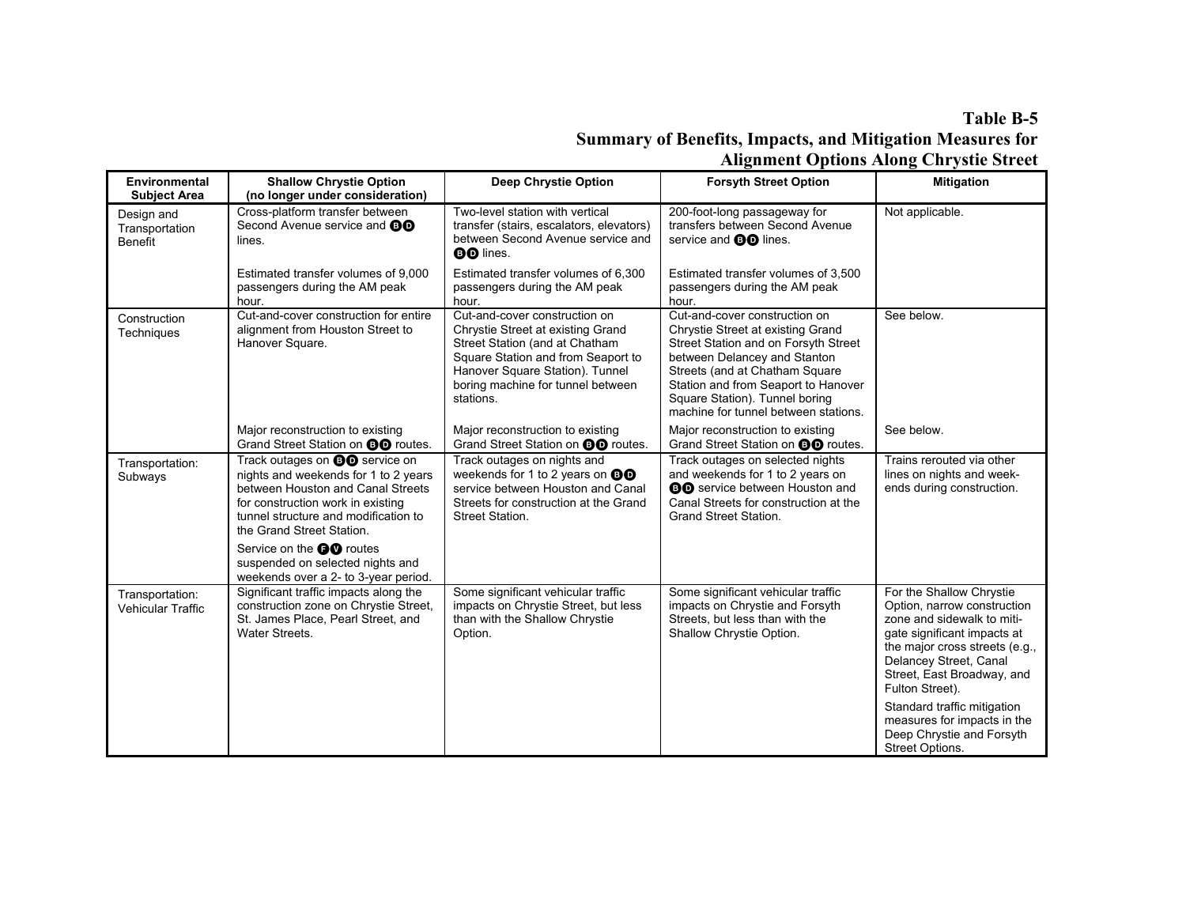# Table B-5
## Summary of Benefits, Impacts, and Mitigation Measures for Alignment Options Along Chrystie Street

| Environmental Subject Area | Shallow Chrystie Option (no longer under consideration) | Deep Chrystie Option | Forsyth Street Option | Mitigation |
|---|---|---|---|---|
| Design and Transportation Benefit | Cross-platform transfer between Second Avenue service and B D lines.<br><br>Estimated transfer volumes of 9,000 passengers during the AM peak hour. | Two-level station with vertical transfer (stairs, escalators, elevators) between Second Avenue service and B D lines.<br><br>Estimated transfer volumes of 6,300 passengers during the AM peak hour. | 200-foot-long passageway for transfers between Second Avenue service and B D lines.<br><br>Estimated transfer volumes of 3,500 passengers during the AM peak hour. | Not applicable. |
| Construction Techniques | Cut-and-cover construction for entire alignment from Houston Street to Hanover Square.<br><br>Major reconstruction to existing Grand Street Station on B D routes. | Cut-and-cover construction on Chrystie Street at existing Grand Street Station (and at Chatham Square Station and from Seaport to Hanover Square Station). Tunnel boring machine for tunnel between stations.<br><br>Major reconstruction to existing Grand Street Station on B D routes. | Cut-and-cover construction on Chrystie Street at existing Grand Street Station and on Forsyth Street between Delancey and Stanton Streets (and at Chatham Square Station and from Seaport to Hanover Square Station). Tunnel boring machine for tunnel between stations.<br><br>Major reconstruction to existing Grand Street Station on B D routes. | See below.<br><br>See below. |
| Transportation: Subways | Track outages on B D service on nights and weekends for 1 to 2 years between Houston and Canal Streets for construction work in existing tunnel structure and modification to the Grand Street Station.<br><br>Service on the F V routes suspended on selected nights and weekends over a 2- to 3-year period. | Track outages on nights and weekends for 1 to 2 years on B D service between Houston and Canal Streets for construction at the Grand Street Station. | Track outages on selected nights and weekends for 1 to 2 years on B D service between Houston and Canal Streets for construction at the Grand Street Station. | Trains rerouted via other lines on nights and weekends during construction. |
| Transportation: Vehicular Traffic | Significant traffic impacts along the construction zone on Chrystie Street, St. James Place, Pearl Street, and Water Streets. | Some significant vehicular traffic impacts on Chrystie Street, but less than with the Shallow Chrystie Option. | Some significant vehicular traffic impacts on Chrystie and Forsyth Streets, but less than with the Shallow Chrystie Option. | For the Shallow Chrystie Option, narrow construction zone and sidewalk to mitigate significant impacts at the major cross streets (e.g., Delancey Street, Canal Street, East Broadway, and Fulton Street).<br><br>Standard traffic mitigation measures for impacts in the Deep Chrystie and Forsyth Street Options. |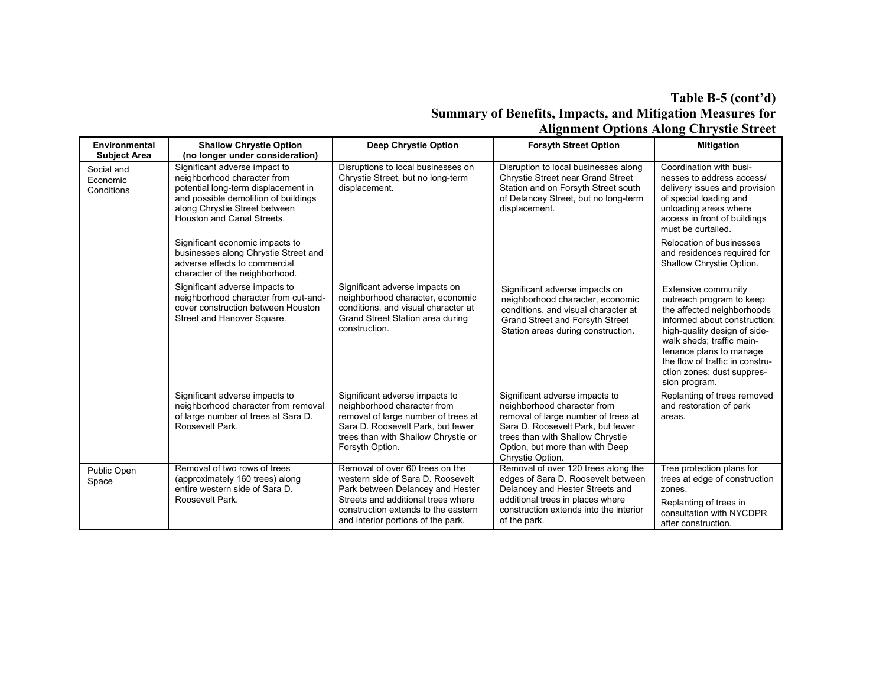# Table B-5 (cont'd)
# Summary of Benefits, Impacts, and Mitigation Measures for Alignment Options Along Chrystie Street

| Environmental Subject Area | Shallow Chrystie Option (no longer under consideration) | Deep Chrystie Option | Forsyth Street Option | Mitigation |
|---|---|---|---|---|
| Social and Economic Conditions | Significant adverse impact to neighborhood character from potential long-term displacement in and possible demolition of buildings along Chrystie Street between Houston and Canal Streets. | Disruptions to local businesses on Chrystie Street, but no long-term displacement. | Disruption to local businesses along Chrystie Street near Grand Street Station and on Forsyth Street south of Delancey Street, but no long-term displacement. | Coordination with businesses to address access/ delivery issues and provision of special loading and unloading areas where access in front of buildings must be curtailed. |
| | Significant economic impacts to businesses along Chrystie Street and adverse effects to commercial character of the neighborhood. | | | Relocation of businesses and residences required for Shallow Chrystie Option. |
| | Significant adverse impacts to neighborhood character from cut-and-cover construction between Houston Street and Hanover Square. | Significant adverse impacts on neighborhood character, economic conditions, and visual character at Grand Street Station area during construction. | Significant adverse impacts on neighborhood character, economic conditions, and visual character at Grand Street and Forsyth Street Station areas during construction. | Extensive community outreach program to keep the affected neighborhoods informed about construction; high-quality design of sidewalk sheds; traffic maintenance plans to manage the flow of traffic in construction zones; dust suppression program. |
| | Significant adverse impacts to neighborhood character from removal of large number of trees at Sara D. Roosevelt Park. | Significant adverse impacts to neighborhood character from removal of large number of trees at Sara D. Roosevelt Park, but fewer trees than with Shallow Chrystie or Forsyth Option. | Significant adverse impacts to neighborhood character from removal of large number of trees at Sara D. Roosevelt Park, but fewer trees than with Shallow Chrystie Option, but more than with Deep Chrystie Option. | Replanting of trees removed and restoration of park areas. |
| Public Open Space | Removal of two rows of trees (approximately 160 trees) along entire western side of Sara D. Roosevelt Park. | Removal of over 60 trees on the western side of Sara D. Roosevelt Park between Delancey and Hester Streets and additional trees where construction extends to the eastern and interior portions of the park. | Removal of over 120 trees along the edges of Sara D. Roosevelt between Delancey and Hester Streets and additional trees in places where construction extends into the interior of the park. | Tree protection plans for trees at edge of construction zones. Replanting of trees in consultation with NYCDPR after construction. |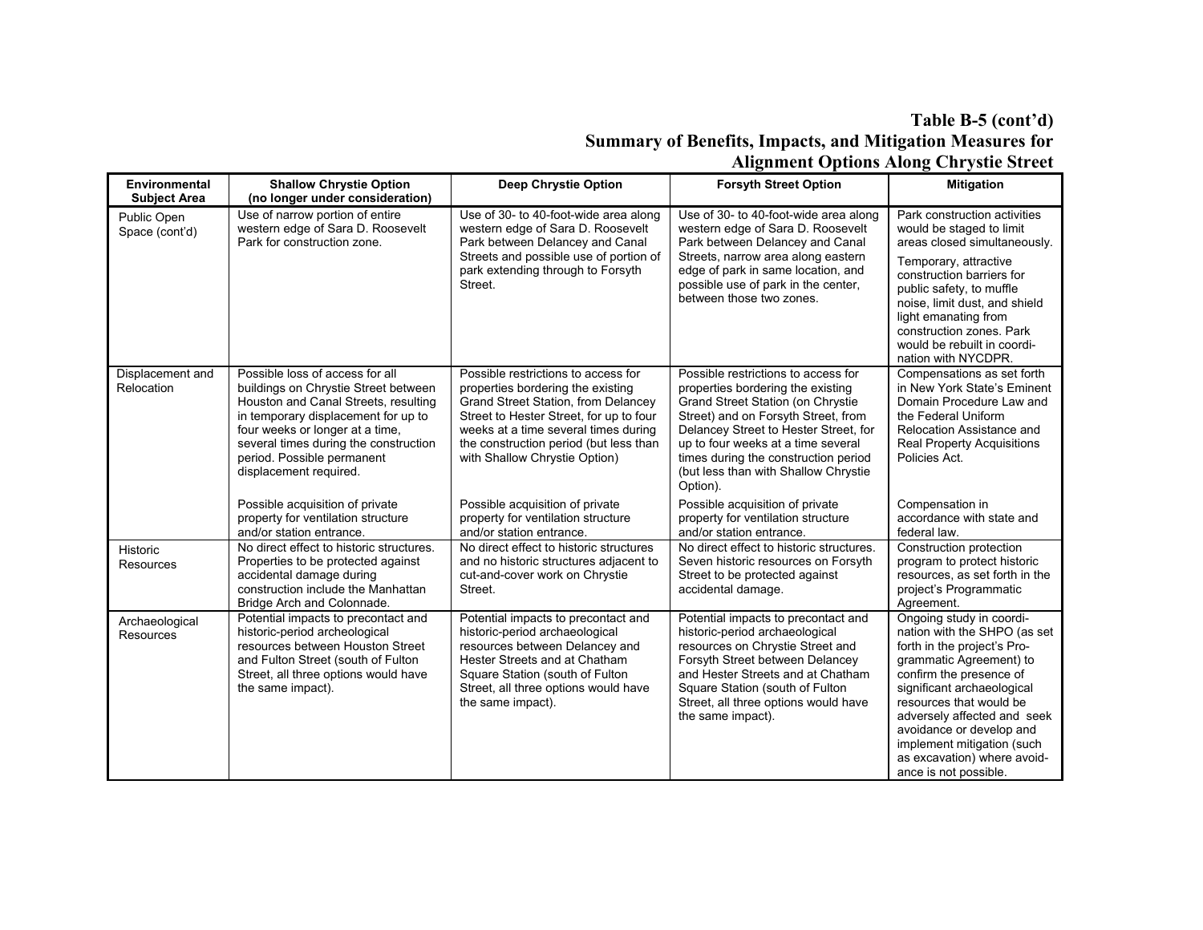**Table B-5 (cont'd)**
**Summary of Benefits, Impacts, and Mitigation Measures for Alignment Options Along Chrystie Street**

| Environmental Subject Area | Shallow Chrystie Option (no longer under consideration) | Deep Chrystie Option | Forsyth Street Option | Mitigation |
|---|---|---|---|---|
| Public Open Space (cont'd) | Use of narrow portion of entire western edge of Sara D. Roosevelt Park for construction zone. | Use of 30- to 40-foot-wide area along western edge of Sara D. Roosevelt Park between Delancey and Canal Streets and possible use of portion of park extending through to Forsyth Street. | Use of 30- to 40-foot-wide area along western edge of Sara D. Roosevelt Park between Delancey and Canal Streets, narrow area along eastern edge of park in same location, and possible use of park in the center, between those two zones. | Park construction activities would be staged to limit areas closed simultaneously. Temporary, attractive construction barriers for public safety, to muffle noise, limit dust, and shield light emanating from construction zones. Park would be rebuilt in coordination with NYCDPR. |
| Displacement and Relocation | Possible loss of access for all buildings on Chrystie Street between Houston and Canal Streets, resulting in temporary displacement for up to four weeks or longer at a time, several times during the construction period. Possible permanent displacement required. | Possible restrictions to access for properties bordering the existing Grand Street Station, from Delancey Street to Hester Street, for up to four weeks at a time several times during the construction period (but less than with Shallow Chrystie Option) | Possible restrictions to access for properties bordering the existing Grand Street Station (on Chrystie Street) and on Forsyth Street, from Delancey Street to Hester Street, for up to four weeks at a time several times during the construction period (but less than with Shallow Chrystie Option). | Compensations as set forth in New York State's Eminent Domain Procedure Law and the Federal Uniform Relocation Assistance and Real Property Acquisitions Policies Act. |
| | Possible acquisition of private property for ventilation structure and/or station entrance. | Possible acquisition of private property for ventilation structure and/or station entrance. | Possible acquisition of private property for ventilation structure and/or station entrance. | Compensation in accordance with state and federal law. |
| Historic Resources | No direct effect to historic structures. Properties to be protected against accidental damage during construction include the Manhattan Bridge Arch and Colonnade. | No direct effect to historic structures and no historic structures adjacent to cut-and-cover work on Chrystie Street. | No direct effect to historic structures. Seven historic resources on Forsyth Street to be protected against accidental damage. | Construction protection program to protect historic resources, as set forth in the project's Programmatic Agreement. |
| Archaeological Resources | Potential impacts to precontact and historic-period archeological resources between Houston Street and Fulton Street (south of Fulton Street, all three options would have the same impact). | Potential impacts to precontact and historic-period archaeological resources between Delancey and Hester Streets and at Chatham Square Station (south of Fulton Street, all three options would have the same impact). | Potential impacts to precontact and historic-period archaeological resources on Chrystie Street and Forsyth Street between Delancey and Hester Streets and at Chatham Square Station (south of Fulton Street, all three options would have the same impact). | Ongoing study in coordination with the SHPO (as set forth in the project's Programmatic Agreement) to confirm the presence of significant archaeological resources that would be adversely affected and seek avoidance or develop and implement mitigation (such as excavation) where avoidance is not possible. |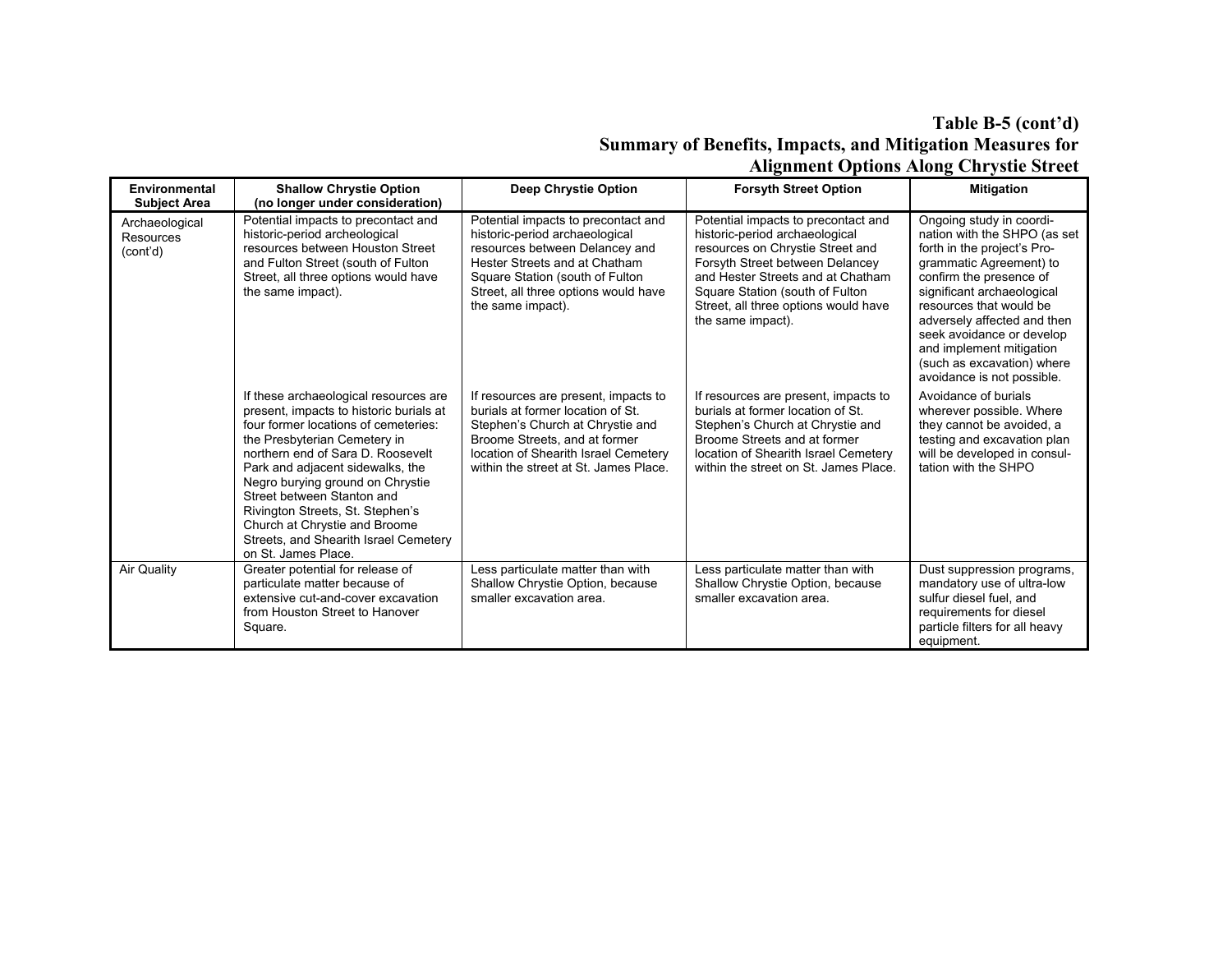**Table B-5 (cont'd)**
**Summary of Benefits, Impacts, and Mitigation Measures for Alignment Options Along Chrystie Street**

| Environmental Subject Area | Shallow Chrystie Option (no longer under consideration) | Deep Chrystie Option | Forsyth Street Option | Mitigation |
|---|---|---|---|---|
| Archaeological Resources (cont'd) | Potential impacts to precontact and historic-period archeological resources between Houston Street and Fulton Street (south of Fulton Street, all three options would have the same impact). | Potential impacts to precontact and historic-period archaeological resources between Delancey and Hester Streets and at Chatham Square Station (south of Fulton Street, all three options would have the same impact). | Potential impacts to precontact and historic-period archaeological resources on Chrystie Street and Forsyth Street between Delancey and Hester Streets and at Chatham Square Station (south of Fulton Street, all three options would have the same impact). | Ongoing study in coordination with the SHPO (as set forth in the project's Programmatic Agreement) to confirm the presence of significant archaeological resources that would be adversely affected and then seek avoidance or develop and implement mitigation (such as excavation) where avoidance is not possible. |
| | If these archaeological resources are present, impacts to historic burials at four former locations of cemeteries: the Presbyterian Cemetery in northern end of Sara D. Roosevelt Park and adjacent sidewalks, the Negro burying ground on Chrystie Street between Stanton and Rivington Streets, St. Stephen's Church at Chrystie and Broome Streets, and Shearith Israel Cemetery on St. James Place. | If resources are present, impacts to burials at former location of St. Stephen's Church at Chrystie and Broome Streets, and at former location of Shearith Israel Cemetery within the street at St. James Place. | If resources are present, impacts to burials at former location of St. Stephen's Church at Chrystie and Broome Streets and at former location of Shearith Israel Cemetery within the street on St. James Place. | Avoidance of burials wherever possible. Where they cannot be avoided, a testing and excavation plan will be developed in consultation with the SHPO |
| Air Quality | Greater potential for release of particulate matter because of extensive cut-and-cover excavation from Houston Street to Hanover Square. | Less particulate matter than with Shallow Chrystie Option, because smaller excavation area. | Less particulate matter than with Shallow Chrystie Option, because smaller excavation area. | Dust suppression programs, mandatory use of ultra-low sulfur diesel fuel, and requirements for diesel particle filters for all heavy equipment. |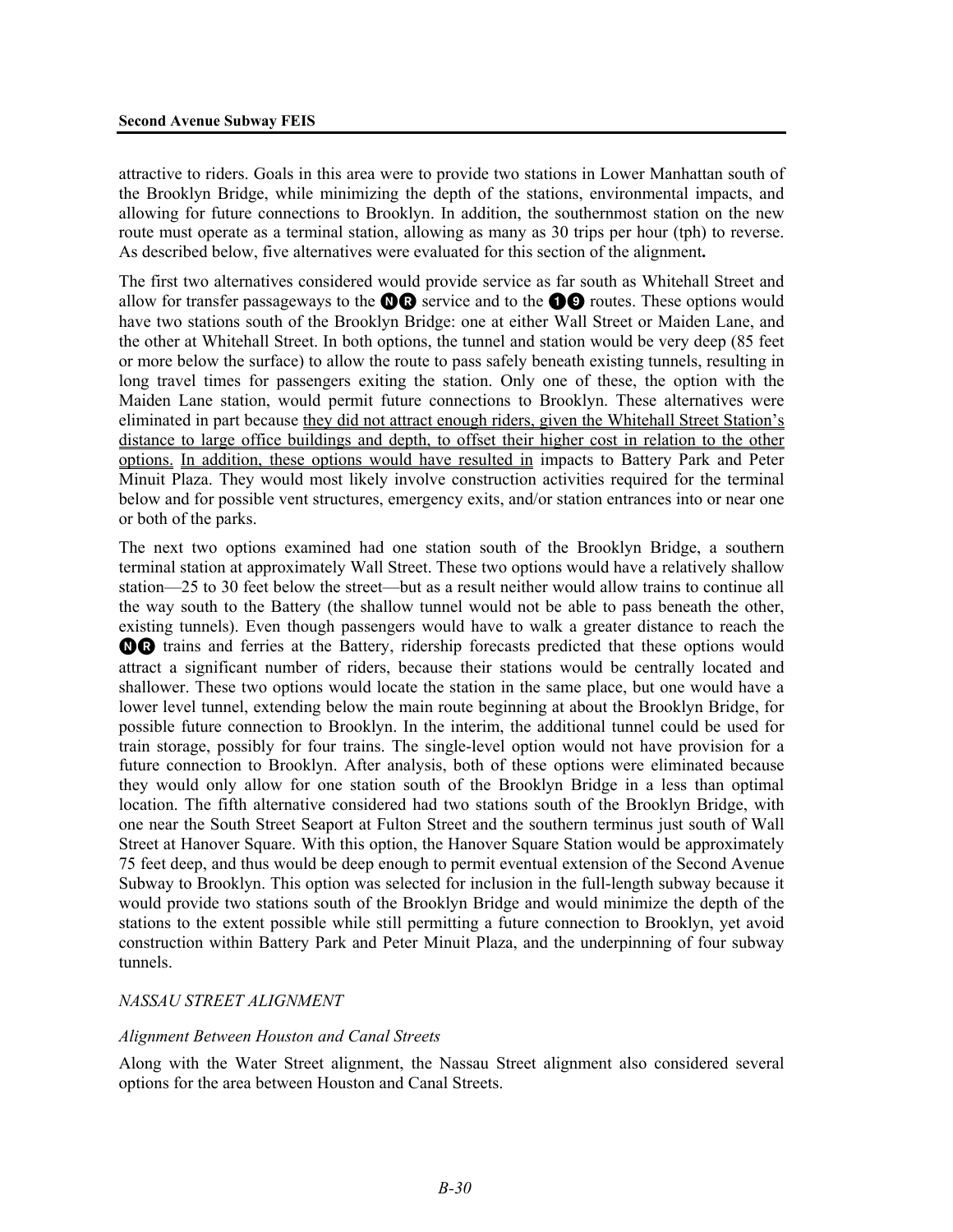attractive to riders. Goals in this area were to provide two stations in Lower Manhattan south of the Brooklyn Bridge, while minimizing the depth of the stations, environmental impacts, and allowing for future connections to Brooklyn. In addition, the southernmost station on the new route must operate as a terminal station, allowing as many as 30 trips per hour (tph) to reverse. As described below, five alternatives were evaluated for this section of the alignment**.**

The first two alternatives considered would provide service as far south as Whitehall Street and allow for transfer passageways to the N R service and to the 1 9 routes. These options would have two stations south of the Brooklyn Bridge: one at either Wall Street or Maiden Lane, and the other at Whitehall Street. In both options, the tunnel and station would be very deep (85 feet or more below the surface) to allow the route to pass safely beneath existing tunnels, resulting in long travel times for passengers exiting the station. Only one of these, the option with the Maiden Lane station, would permit future connections to Brooklyn. These alternatives were eliminated in part because <u>they did not attract enough riders, given the Whitehall Street Station's distance to large office buildings and depth, to offset their higher cost in relation to the other options.</u> <u>In addition, these options would have resulted in</u> impacts to Battery Park and Peter Minuit Plaza. They would most likely involve construction activities required for the terminal below and for possible vent structures, emergency exits, and/or station entrances into or near one or both of the parks.

The next two options examined had one station south of the Brooklyn Bridge, a southern terminal station at approximately Wall Street. These two options would have a relatively shallow station—25 to 30 feet below the street—but as a result neither would allow trains to continue all the way south to the Battery (the shallow tunnel would not be able to pass beneath the other, existing tunnels). Even though passengers would have to walk a greater distance to reach the N R trains and ferries at the Battery, ridership forecasts predicted that these options would attract a significant number of riders, because their stations would be centrally located and shallower. These two options would locate the station in the same place, but one would have a lower level tunnel, extending below the main route beginning at about the Brooklyn Bridge, for possible future connection to Brooklyn. In the interim, the additional tunnel could be used for train storage, possibly for four trains. The single-level option would not have provision for a future connection to Brooklyn. After analysis, both of these options were eliminated because they would only allow for one station south of the Brooklyn Bridge in a less than optimal location. The fifth alternative considered had two stations south of the Brooklyn Bridge, with one near the South Street Seaport at Fulton Street and the southern terminus just south of Wall Street at Hanover Square. With this option, the Hanover Square Station would be approximately 75 feet deep, and thus would be deep enough to permit eventual extension of the Second Avenue Subway to Brooklyn. This option was selected for inclusion in the full-length subway because it would provide two stations south of the Brooklyn Bridge and would minimize the depth of the stations to the extent possible while still permitting a future connection to Brooklyn, yet avoid construction within Battery Park and Peter Minuit Plaza, and the underpinning of four subway tunnels.

*NASSAU STREET ALIGNMENT*

*Alignment Between Houston and Canal Streets*

Along with the Water Street alignment, the Nassau Street alignment also considered several options for the area between Houston and Canal Streets.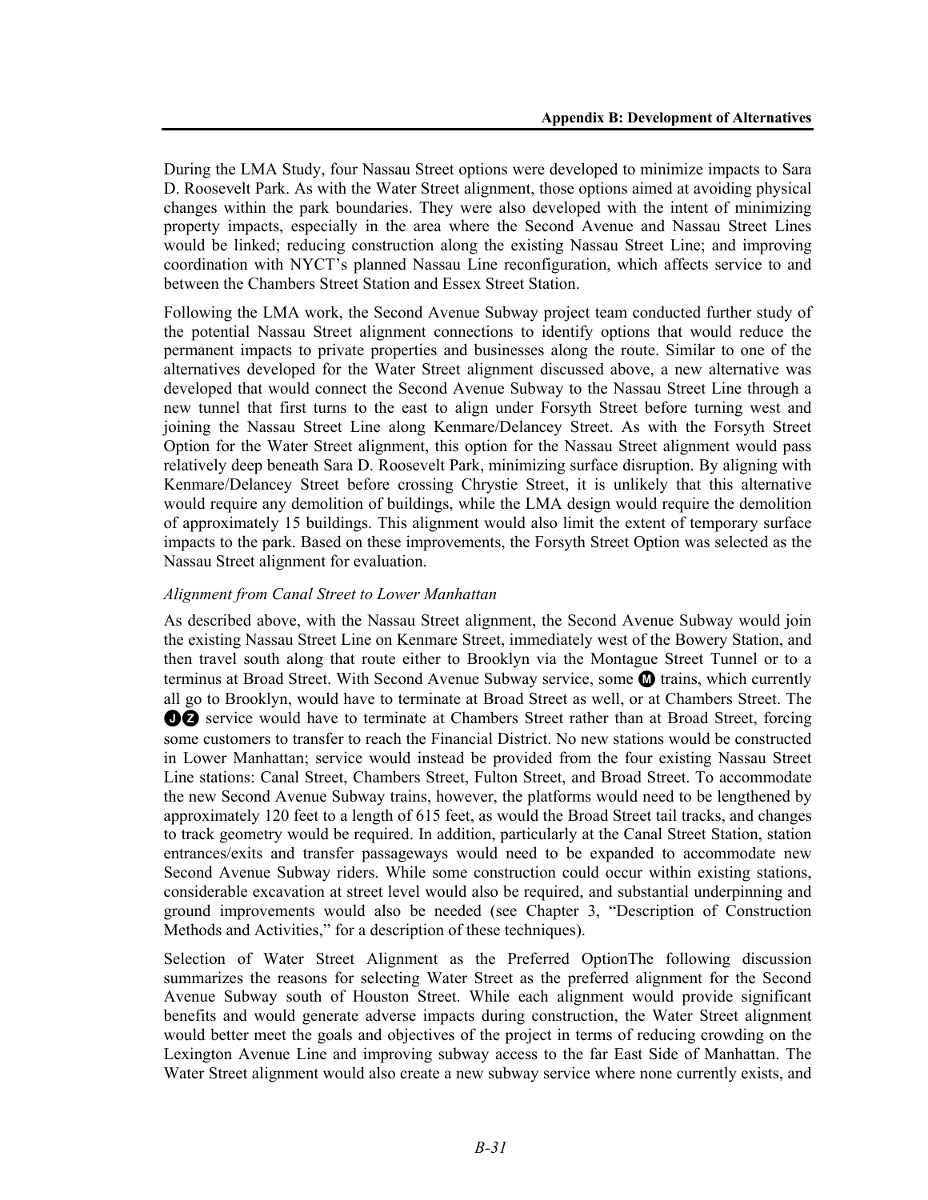During the LMA Study, four Nassau Street options were developed to minimize impacts to Sara D. Roosevelt Park. As with the Water Street alignment, those options aimed at avoiding physical changes within the park boundaries. They were also developed with the intent of minimizing property impacts, especially in the area where the Second Avenue and Nassau Street Lines would be linked; reducing construction along the existing Nassau Street Line; and improving coordination with NYCT's planned Nassau Line reconfiguration, which affects service to and between the Chambers Street Station and Essex Street Station.

Following the LMA work, the Second Avenue Subway project team conducted further study of the potential Nassau Street alignment connections to identify options that would reduce the permanent impacts to private properties and businesses along the route. Similar to one of the alternatives developed for the Water Street alignment discussed above, a new alternative was developed that would connect the Second Avenue Subway to the Nassau Street Line through a new tunnel that first turns to the east to align under Forsyth Street before turning west and joining the Nassau Street Line along Kenmare/Delancey Street. As with the Forsyth Street Option for the Water Street alignment, this option for the Nassau Street alignment would pass relatively deep beneath Sara D. Roosevelt Park, minimizing surface disruption. By aligning with Kenmare/Delancey Street before crossing Chrystie Street, it is unlikely that this alternative would require any demolition of buildings, while the LMA design would require the demolition of approximately 15 buildings. This alignment would also limit the extent of temporary surface impacts to the park. Based on these improvements, the Forsyth Street Option was selected as the Nassau Street alignment for evaluation.

*Alignment from Canal Street to Lower Manhattan*

As described above, with the Nassau Street alignment, the Second Avenue Subway would join the existing Nassau Street Line on Kenmare Street, immediately west of the Bowery Station, and then travel south along that route either to Brooklyn via the Montague Street Tunnel or to a terminus at Broad Street. With Second Avenue Subway service, some M trains, which currently all go to Brooklyn, would have to terminate at Broad Street as well, or at Chambers Street. The J Z service would have to terminate at Chambers Street rather than at Broad Street, forcing some customers to transfer to reach the Financial District. No new stations would be constructed in Lower Manhattan; service would instead be provided from the four existing Nassau Street Line stations: Canal Street, Chambers Street, Fulton Street, and Broad Street. To accommodate the new Second Avenue Subway trains, however, the platforms would need to be lengthened by approximately 120 feet to a length of 615 feet, as would the Broad Street tail tracks, and changes to track geometry would be required. In addition, particularly at the Canal Street Station, station entrances/exits and transfer passageways would need to be expanded to accommodate new Second Avenue Subway riders. While some construction could occur within existing stations, considerable excavation at street level would also be required, and substantial underpinning and ground improvements would also be needed (see Chapter 3, "Description of Construction Methods and Activities," for a description of these techniques).

Selection of Water Street Alignment as the Preferred OptionThe following discussion summarizes the reasons for selecting Water Street as the preferred alignment for the Second Avenue Subway south of Houston Street. While each alignment would provide significant benefits and would generate adverse impacts during construction, the Water Street alignment would better meet the goals and objectives of the project in terms of reducing crowding on the Lexington Avenue Line and improving subway access to the far East Side of Manhattan. The Water Street alignment would also create a new subway service where none currently exists, and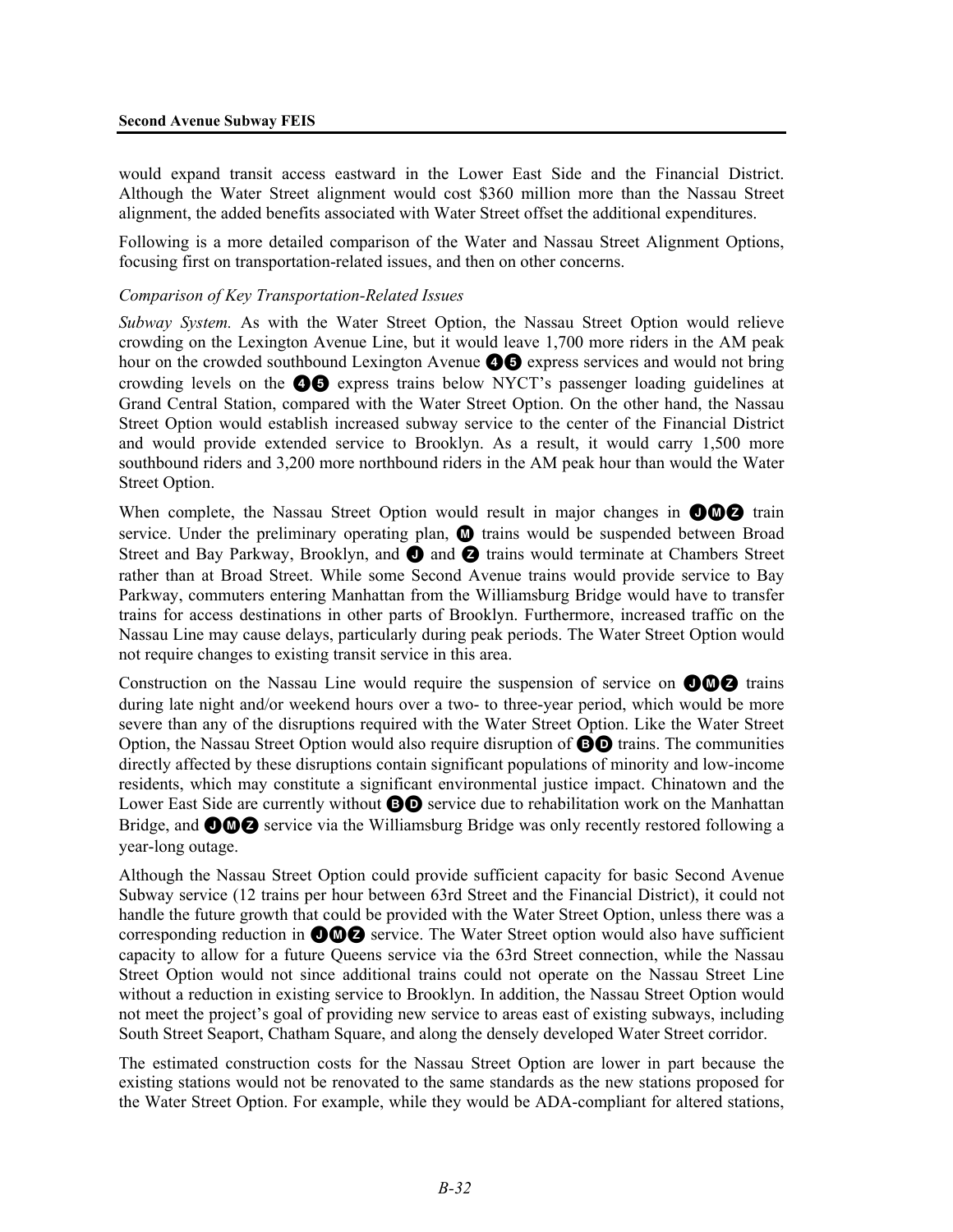would expand transit access eastward in the Lower East Side and the Financial District. Although the Water Street alignment would cost $360 million more than the Nassau Street alignment, the added benefits associated with Water Street offset the additional expenditures.

Following is a more detailed comparison of the Water and Nassau Street Alignment Options, focusing first on transportation-related issues, and then on other concerns.

*Comparison of Key Transportation-Related Issues*

*Subway System.* As with the Water Street Option, the Nassau Street Option would relieve crowding on the Lexington Avenue Line, but it would leave 1,700 more riders in the AM peak hour on the crowded southbound Lexington Avenue 4 5 express services and would not bring crowding levels on the 4 5 express trains below NYCT's passenger loading guidelines at Grand Central Station, compared with the Water Street Option. On the other hand, the Nassau Street Option would establish increased subway service to the center of the Financial District and would provide extended service to Brooklyn. As a result, it would carry 1,500 more southbound riders and 3,200 more northbound riders in the AM peak hour than would the Water Street Option.

When complete, the Nassau Street Option would result in major changes in J M Z train service. Under the preliminary operating plan, M trains would be suspended between Broad Street and Bay Parkway, Brooklyn, and J and Z trains would terminate at Chambers Street rather than at Broad Street. While some Second Avenue trains would provide service to Bay Parkway, commuters entering Manhattan from the Williamsburg Bridge would have to transfer trains for access destinations in other parts of Brooklyn. Furthermore, increased traffic on the Nassau Line may cause delays, particularly during peak periods. The Water Street Option would not require changes to existing transit service in this area.

Construction on the Nassau Line would require the suspension of service on J M Z trains during late night and/or weekend hours over a two- to three-year period, which would be more severe than any of the disruptions required with the Water Street Option. Like the Water Street Option, the Nassau Street Option would also require disruption of B D trains. The communities directly affected by these disruptions contain significant populations of minority and low-income residents, which may constitute a significant environmental justice impact. Chinatown and the Lower East Side are currently without B D service due to rehabilitation work on the Manhattan Bridge, and J M Z service via the Williamsburg Bridge was only recently restored following a year-long outage.

Although the Nassau Street Option could provide sufficient capacity for basic Second Avenue Subway service (12 trains per hour between 63rd Street and the Financial District), it could not handle the future growth that could be provided with the Water Street Option, unless there was a corresponding reduction in J M Z service. The Water Street option would also have sufficient capacity to allow for a future Queens service via the 63rd Street connection, while the Nassau Street Option would not since additional trains could not operate on the Nassau Street Line without a reduction in existing service to Brooklyn. In addition, the Nassau Street Option would not meet the project's goal of providing new service to areas east of existing subways, including South Street Seaport, Chatham Square, and along the densely developed Water Street corridor.

The estimated construction costs for the Nassau Street Option are lower in part because the existing stations would not be renovated to the same standards as the new stations proposed for the Water Street Option. For example, while they would be ADA-compliant for altered stations,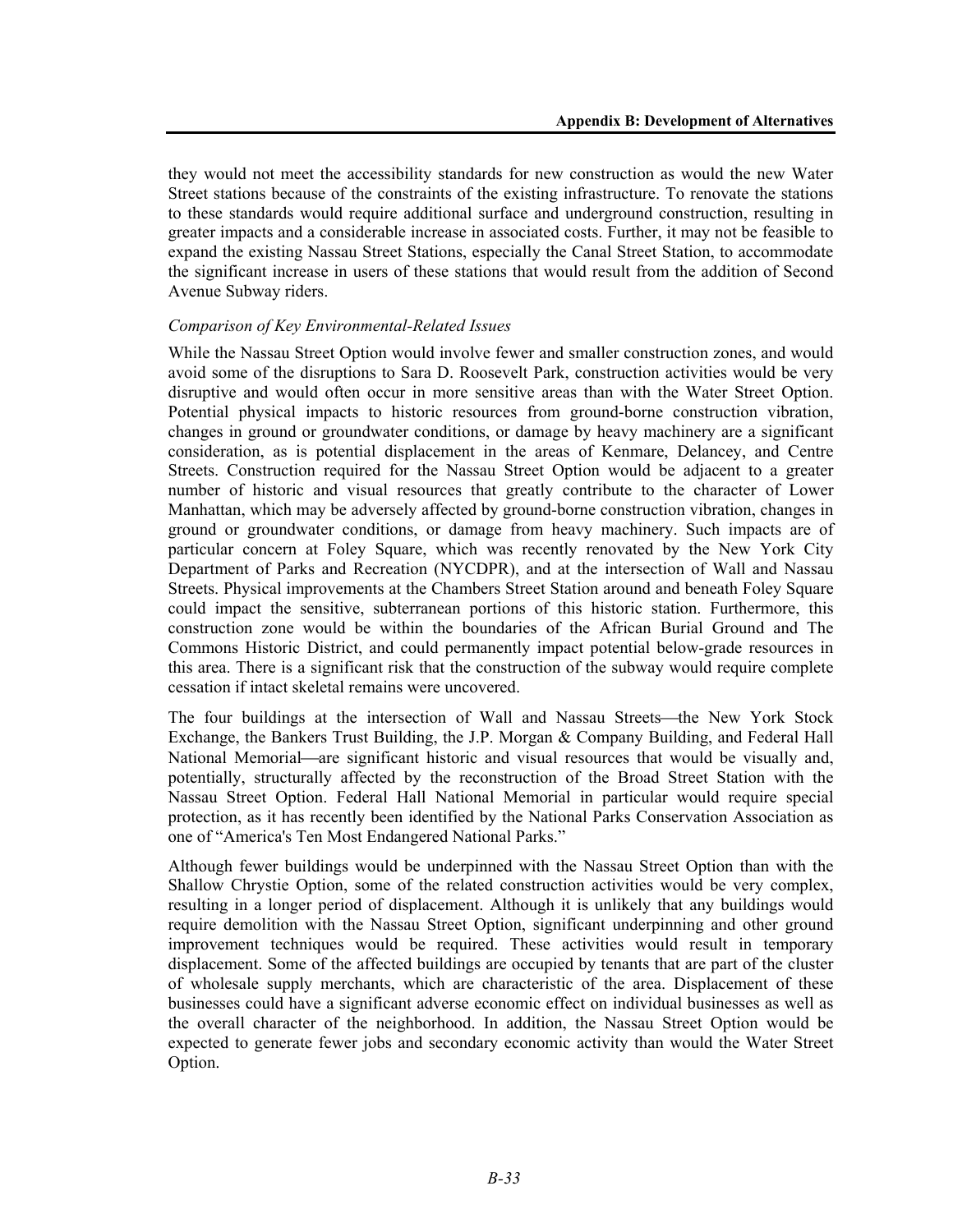they would not meet the accessibility standards for new construction as would the new Water Street stations because of the constraints of the existing infrastructure. To renovate the stations to these standards would require additional surface and underground construction, resulting in greater impacts and a considerable increase in associated costs. Further, it may not be feasible to expand the existing Nassau Street Stations, especially the Canal Street Station, to accommodate the significant increase in users of these stations that would result from the addition of Second Avenue Subway riders.

*Comparison of Key Environmental-Related Issues*

While the Nassau Street Option would involve fewer and smaller construction zones, and would avoid some of the disruptions to Sara D. Roosevelt Park, construction activities would be very disruptive and would often occur in more sensitive areas than with the Water Street Option. Potential physical impacts to historic resources from ground-borne construction vibration, changes in ground or groundwater conditions, or damage by heavy machinery are a significant consideration, as is potential displacement in the areas of Kenmare, Delancey, and Centre Streets. Construction required for the Nassau Street Option would be adjacent to a greater number of historic and visual resources that greatly contribute to the character of Lower Manhattan, which may be adversely affected by ground-borne construction vibration, changes in ground or groundwater conditions, or damage from heavy machinery. Such impacts are of particular concern at Foley Square, which was recently renovated by the New York City Department of Parks and Recreation (NYCDPR), and at the intersection of Wall and Nassau Streets. Physical improvements at the Chambers Street Station around and beneath Foley Square could impact the sensitive, subterranean portions of this historic station. Furthermore, this construction zone would be within the boundaries of the African Burial Ground and The Commons Historic District, and could permanently impact potential below-grade resources in this area. There is a significant risk that the construction of the subway would require complete cessation if intact skeletal remains were uncovered.

The four buildings at the intersection of Wall and Nassau Streets—the New York Stock Exchange, the Bankers Trust Building, the J.P. Morgan & Company Building, and Federal Hall National Memorial—are significant historic and visual resources that would be visually and, potentially, structurally affected by the reconstruction of the Broad Street Station with the Nassau Street Option. Federal Hall National Memorial in particular would require special protection, as it has recently been identified by the National Parks Conservation Association as one of "America's Ten Most Endangered National Parks."

Although fewer buildings would be underpinned with the Nassau Street Option than with the Shallow Chrystie Option, some of the related construction activities would be very complex, resulting in a longer period of displacement. Although it is unlikely that any buildings would require demolition with the Nassau Street Option, significant underpinning and other ground improvement techniques would be required. These activities would result in temporary displacement. Some of the affected buildings are occupied by tenants that are part of the cluster of wholesale supply merchants, which are characteristic of the area. Displacement of these businesses could have a significant adverse economic effect on individual businesses as well as the overall character of the neighborhood. In addition, the Nassau Street Option would be expected to generate fewer jobs and secondary economic activity than would the Water Street Option.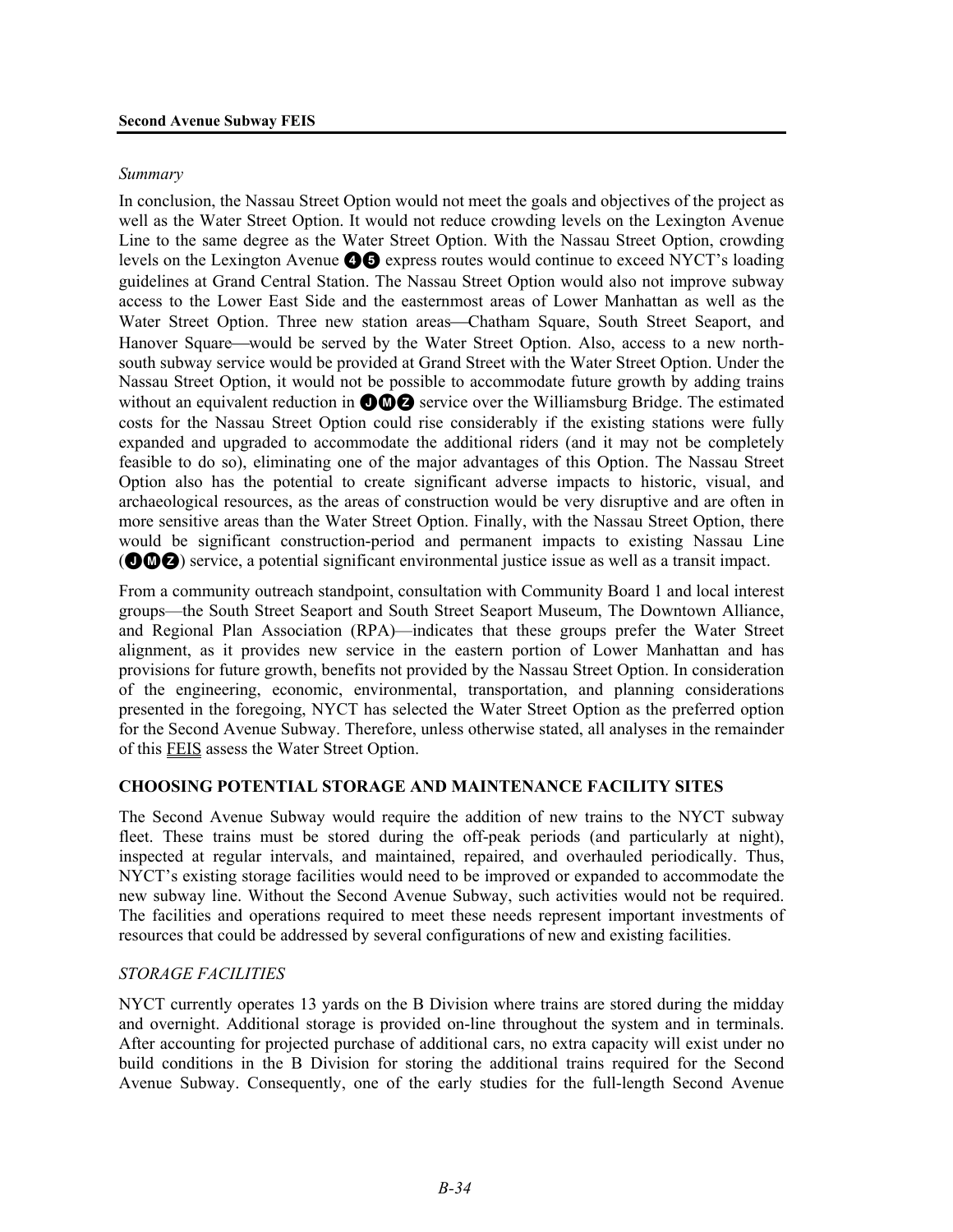*Summary*

In conclusion, the Nassau Street Option would not meet the goals and objectives of the project as well as the Water Street Option. It would not reduce crowding levels on the Lexington Avenue Line to the same degree as the Water Street Option. With the Nassau Street Option, crowding levels on the Lexington Avenue ④⑤ express routes would continue to exceed NYCT's loading guidelines at Grand Central Station. The Nassau Street Option would also not improve subway access to the Lower East Side and the easternmost areas of Lower Manhattan as well as the Water Street Option. Three new station areas—Chatham Square, South Street Seaport, and Hanover Square—would be served by the Water Street Option. Also, access to a new north-south subway service would be provided at Grand Street with the Water Street Option. Under the Nassau Street Option, it would not be possible to accommodate future growth by adding trains without an equivalent reduction in ⒿⓂⓏ service over the Williamsburg Bridge. The estimated costs for the Nassau Street Option could rise considerably if the existing stations were fully expanded and upgraded to accommodate the additional riders (and it may not be completely feasible to do so), eliminating one of the major advantages of this Option. The Nassau Street Option also has the potential to create significant adverse impacts to historic, visual, and archaeological resources, as the areas of construction would be very disruptive and are often in more sensitive areas than the Water Street Option. Finally, with the Nassau Street Option, there would be significant construction-period and permanent impacts to existing Nassau Line (ⒿⓂⓏ) service, a potential significant environmental justice issue as well as a transit impact.

From a community outreach standpoint, consultation with Community Board 1 and local interest groups—the South Street Seaport and South Street Seaport Museum, The Downtown Alliance, and Regional Plan Association (RPA)—indicates that these groups prefer the Water Street alignment, as it provides new service in the eastern portion of Lower Manhattan and has provisions for future growth, benefits not provided by the Nassau Street Option. In consideration of the engineering, economic, environmental, transportation, and planning considerations presented in the foregoing, NYCT has selected the Water Street Option as the preferred option for the Second Avenue Subway. Therefore, unless otherwise stated, all analyses in the remainder of this FEIS assess the Water Street Option.

## CHOOSING POTENTIAL STORAGE AND MAINTENANCE FACILITY SITES

The Second Avenue Subway would require the addition of new trains to the NYCT subway fleet. These trains must be stored during the off-peak periods (and particularly at night), inspected at regular intervals, and maintained, repaired, and overhauled periodically. Thus, NYCT's existing storage facilities would need to be improved or expanded to accommodate the new subway line. Without the Second Avenue Subway, such activities would not be required. The facilities and operations required to meet these needs represent important investments of resources that could be addressed by several configurations of new and existing facilities.

*STORAGE FACILITIES*

NYCT currently operates 13 yards on the B Division where trains are stored during the midday and overnight. Additional storage is provided on-line throughout the system and in terminals. After accounting for projected purchase of additional cars, no extra capacity will exist under no build conditions in the B Division for storing the additional trains required for the Second Avenue Subway. Consequently, one of the early studies for the full-length Second Avenue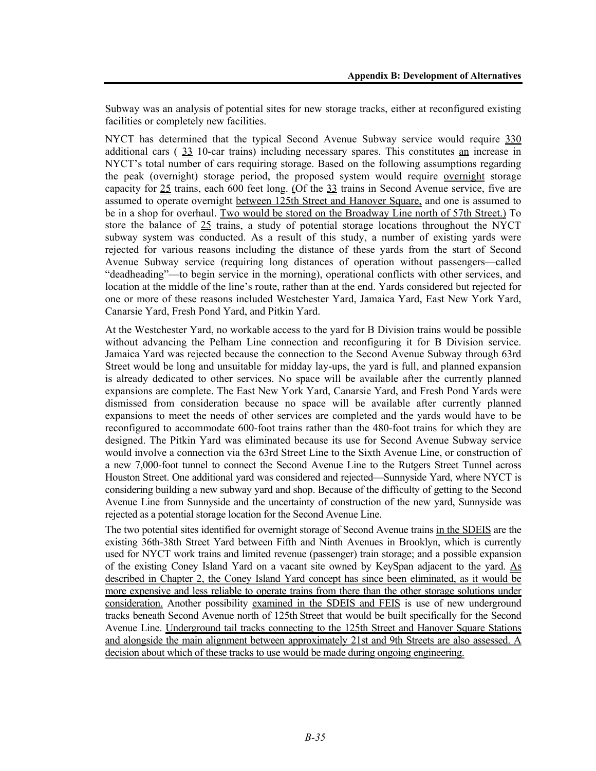Subway was an analysis of potential sites for new storage tracks, either at reconfigured existing facilities or completely new facilities.

NYCT has determined that the typical Second Avenue Subway service would require 330 additional cars ( 33 10-car trains) including necessary spares. This constitutes an increase in NYCT's total number of cars requiring storage. Based on the following assumptions regarding the peak (overnight) storage period, the proposed system would require overnight storage capacity for 25 trains, each 600 feet long. (Of the 33 trains in Second Avenue service, five are assumed to operate overnight between 125th Street and Hanover Square, and one is assumed to be in a shop for overhaul. Two would be stored on the Broadway Line north of 57th Street.) To store the balance of 25 trains, a study of potential storage locations throughout the NYCT subway system was conducted. As a result of this study, a number of existing yards were rejected for various reasons including the distance of these yards from the start of Second Avenue Subway service (requiring long distances of operation without passengers—called "deadheading"—to begin service in the morning), operational conflicts with other services, and location at the middle of the line's route, rather than at the end. Yards considered but rejected for one or more of these reasons included Westchester Yard, Jamaica Yard, East New York Yard, Canarsie Yard, Fresh Pond Yard, and Pitkin Yard.

At the Westchester Yard, no workable access to the yard for B Division trains would be possible without advancing the Pelham Line connection and reconfiguring it for B Division service. Jamaica Yard was rejected because the connection to the Second Avenue Subway through 63rd Street would be long and unsuitable for midday lay-ups, the yard is full, and planned expansion is already dedicated to other services. No space will be available after the currently planned expansions are complete. The East New York Yard, Canarsie Yard, and Fresh Pond Yards were dismissed from consideration because no space will be available after currently planned expansions to meet the needs of other services are completed and the yards would have to be reconfigured to accommodate 600-foot trains rather than the 480-foot trains for which they are designed. The Pitkin Yard was eliminated because its use for Second Avenue Subway service would involve a connection via the 63rd Street Line to the Sixth Avenue Line, or construction of a new 7,000-foot tunnel to connect the Second Avenue Line to the Rutgers Street Tunnel across Houston Street. One additional yard was considered and rejected—Sunnyside Yard, where NYCT is considering building a new subway yard and shop. Because of the difficulty of getting to the Second Avenue Line from Sunnyside and the uncertainty of construction of the new yard, Sunnyside was rejected as a potential storage location for the Second Avenue Line.

The two potential sites identified for overnight storage of Second Avenue trains in the SDEIS are the existing 36th-38th Street Yard between Fifth and Ninth Avenues in Brooklyn, which is currently used for NYCT work trains and limited revenue (passenger) train storage; and a possible expansion of the existing Coney Island Yard on a vacant site owned by KeySpan adjacent to the yard. As described in Chapter 2, the Coney Island Yard concept has since been eliminated, as it would be more expensive and less reliable to operate trains from there than the other storage solutions under consideration. Another possibility examined in the SDEIS and FEIS is use of new underground tracks beneath Second Avenue north of 125th Street that would be built specifically for the Second Avenue Line. Underground tail tracks connecting to the 125th Street and Hanover Square Stations and alongside the main alignment between approximately 21st and 9th Streets are also assessed. A decision about which of these tracks to use would be made during ongoing engineering.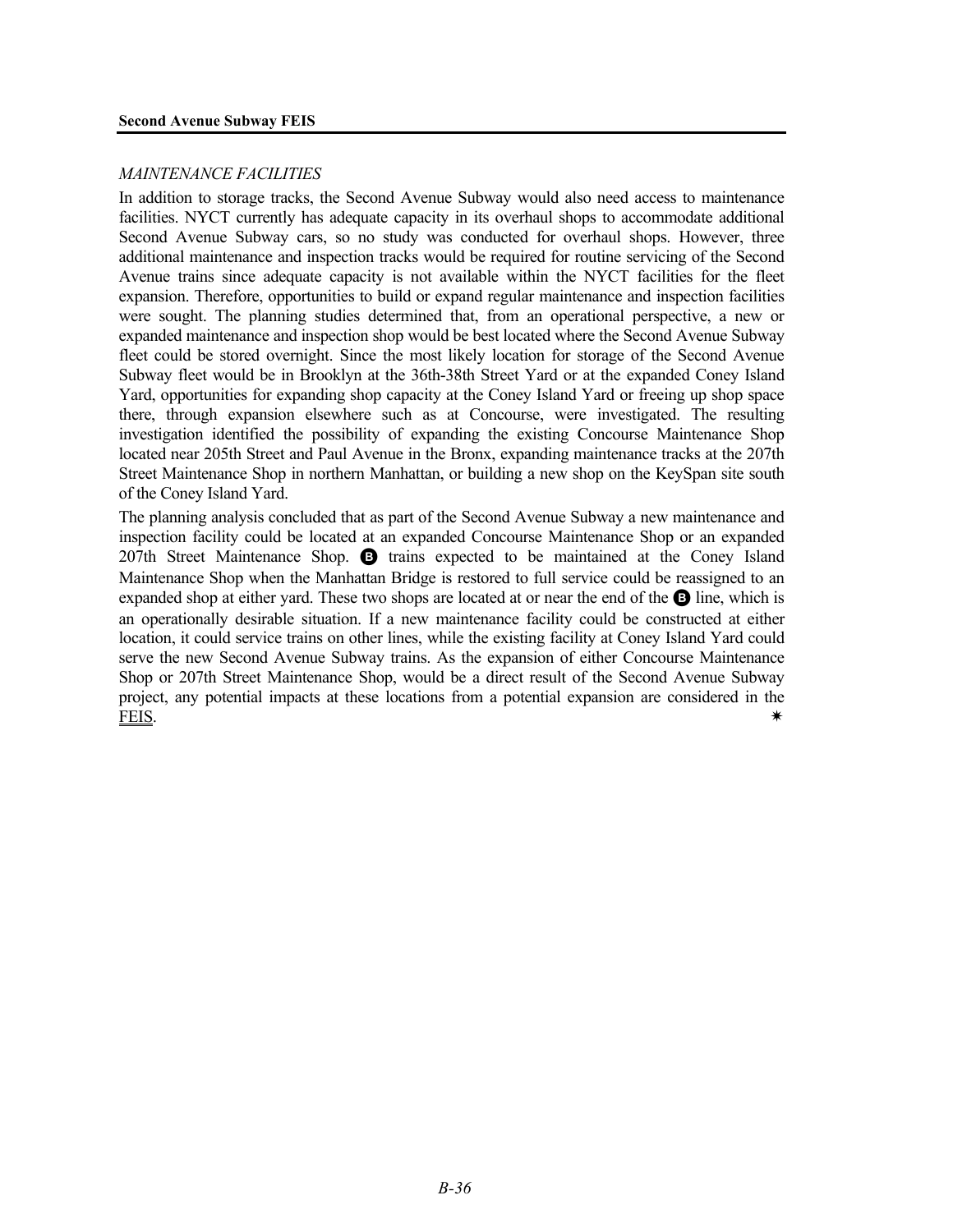*MAINTENANCE FACILITIES*

In addition to storage tracks, the Second Avenue Subway would also need access to maintenance facilities. NYCT currently has adequate capacity in its overhaul shops to accommodate additional Second Avenue Subway cars, so no study was conducted for overhaul shops. However, three additional maintenance and inspection tracks would be required for routine servicing of the Second Avenue trains since adequate capacity is not available within the NYCT facilities for the fleet expansion. Therefore, opportunities to build or expand regular maintenance and inspection facilities were sought. The planning studies determined that, from an operational perspective, a new or expanded maintenance and inspection shop would be best located where the Second Avenue Subway fleet could be stored overnight. Since the most likely location for storage of the Second Avenue Subway fleet would be in Brooklyn at the 36th-38th Street Yard or at the expanded Coney Island Yard, opportunities for expanding shop capacity at the Coney Island Yard or freeing up shop space there, through expansion elsewhere such as at Concourse, were investigated. The resulting investigation identified the possibility of expanding the existing Concourse Maintenance Shop located near 205th Street and Paul Avenue in the Bronx, expanding maintenance tracks at the 207th Street Maintenance Shop in northern Manhattan, or building a new shop on the KeySpan site south of the Coney Island Yard.

The planning analysis concluded that as part of the Second Avenue Subway a new maintenance and inspection facility could be located at an expanded Concourse Maintenance Shop or an expanded 207th Street Maintenance Shop. Ⓑ trains expected to be maintained at the Coney Island Maintenance Shop when the Manhattan Bridge is restored to full service could be reassigned to an expanded shop at either yard. These two shops are located at or near the end of the Ⓑ line, which is an operationally desirable situation. If a new maintenance facility could be constructed at either location, it could service trains on other lines, while the existing facility at Coney Island Yard could serve the new Second Avenue Subway trains. As the expansion of either Concourse Maintenance Shop or 207th Street Maintenance Shop, would be a direct result of the Second Avenue Subway project, any potential impacts at these locations from a potential expansion are considered in the FEIS. ✷